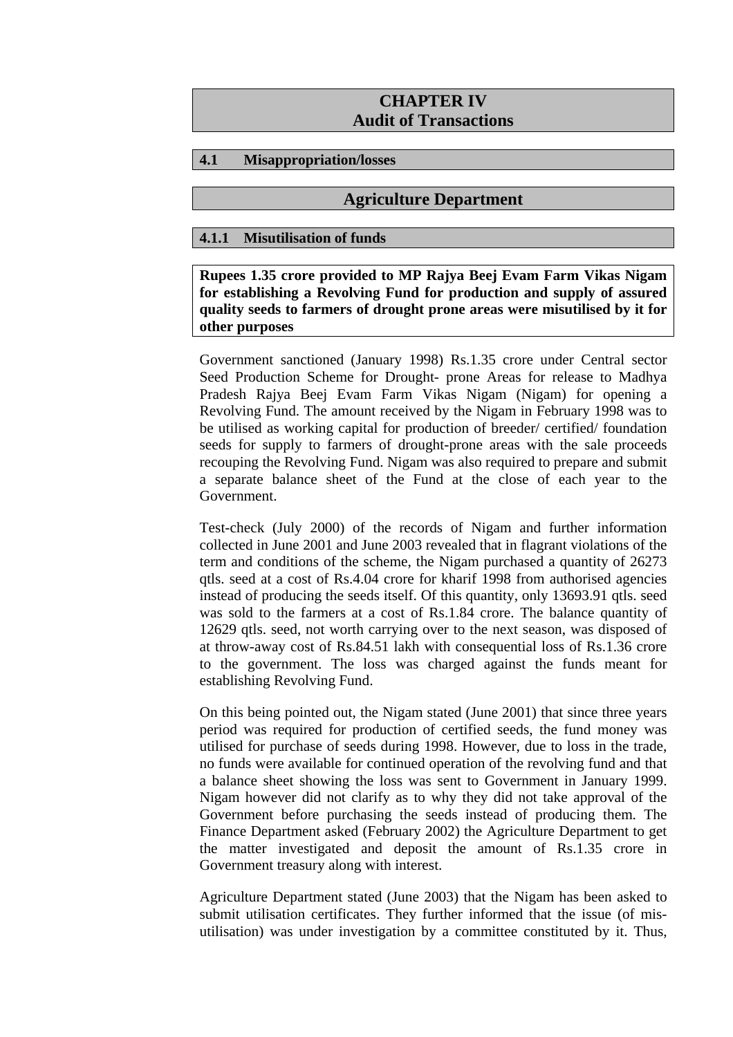# CHAPTER IV
# Audit of Transactions

## 4.1 Misappropriation/losses

## Agriculture Department

### 4.1.1 Misutilisation of funds

**Rupees 1.35 crore provided to MP Rajya Beej Evam Farm Vikas Nigam for establishing a Revolving Fund for production and supply of assured quality seeds to farmers of drought prone areas were misutilised by it for other purposes**

Government sanctioned (January 1998) Rs.1.35 crore under Central sector Seed Production Scheme for Drought- prone Areas for release to Madhya Pradesh Rajya Beej Evam Farm Vikas Nigam (Nigam) for opening a Revolving Fund. The amount received by the Nigam in February 1998 was to be utilised as working capital for production of breeder/ certified/ foundation seeds for supply to farmers of drought-prone areas with the sale proceeds recouping the Revolving Fund. Nigam was also required to prepare and submit a separate balance sheet of the Fund at the close of each year to the Government.

Test-check (July 2000) of the records of Nigam and further information collected in June 2001 and June 2003 revealed that in flagrant violations of the term and conditions of the scheme, the Nigam purchased a quantity of 26273 qtls. seed at a cost of Rs.4.04 crore for kharif 1998 from authorised agencies instead of producing the seeds itself. Of this quantity, only 13693.91 qtls. seed was sold to the farmers at a cost of Rs.1.84 crore. The balance quantity of 12629 qtls. seed, not worth carrying over to the next season, was disposed of at throw-away cost of Rs.84.51 lakh with consequential loss of Rs.1.36 crore to the government. The loss was charged against the funds meant for establishing Revolving Fund.

On this being pointed out, the Nigam stated (June 2001) that since three years period was required for production of certified seeds, the fund money was utilised for purchase of seeds during 1998. However, due to loss in the trade, no funds were available for continued operation of the revolving fund and that a balance sheet showing the loss was sent to Government in January 1999. Nigam however did not clarify as to why they did not take approval of the Government before purchasing the seeds instead of producing them. The Finance Department asked (February 2002) the Agriculture Department to get the matter investigated and deposit the amount of Rs.1.35 crore in Government treasury along with interest.

Agriculture Department stated (June 2003) that the Nigam has been asked to submit utilisation certificates. They further informed that the issue (of mis-utilisation) was under investigation by a committee constituted by it. Thus,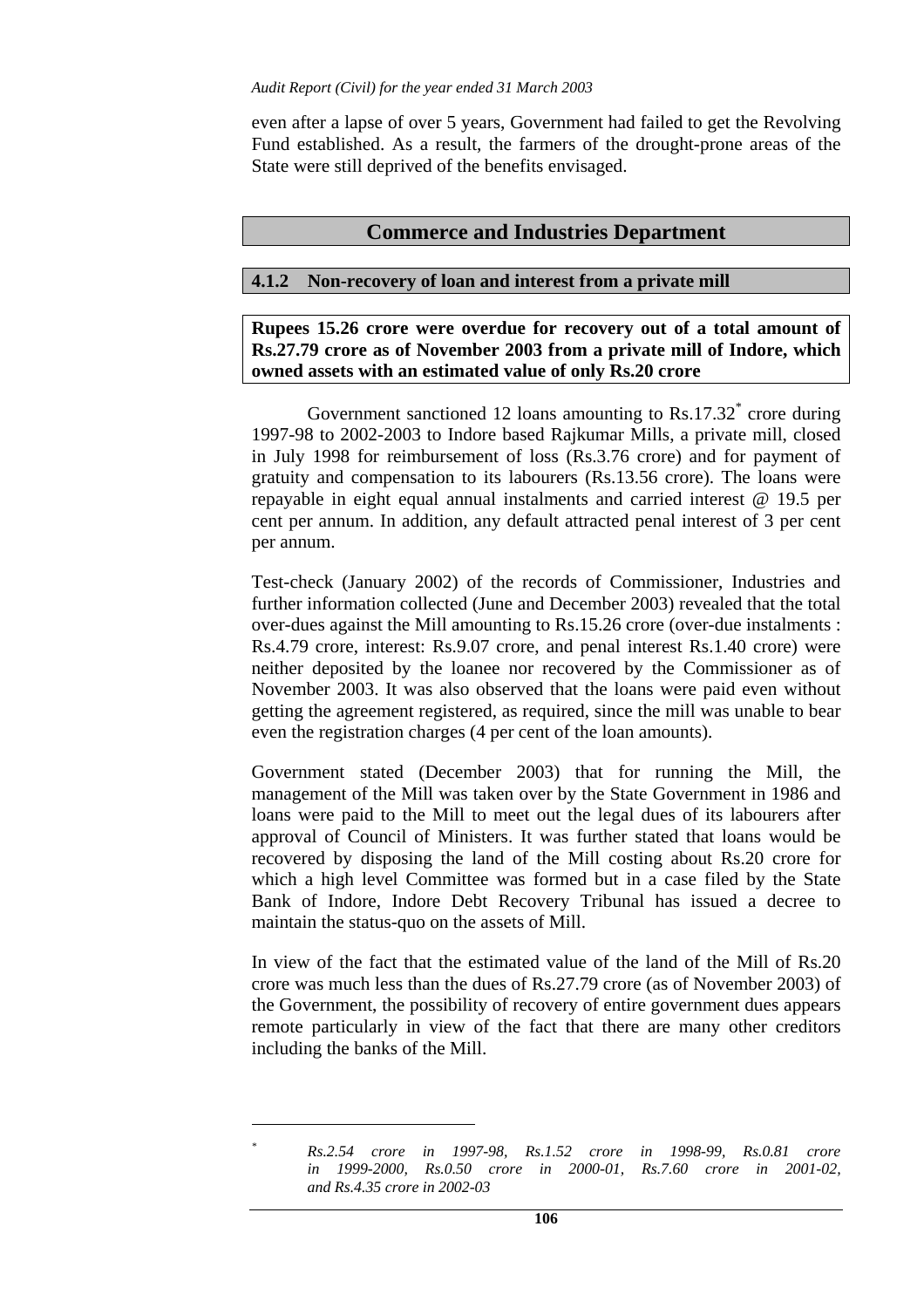even after a lapse of over 5 years, Government had failed to get the Revolving Fund established. As a result, the farmers of the drought-prone areas of the State were still deprived of the benefits envisaged.

## Commerce and Industries Department

### 4.1.2 Non-recovery of loan and interest from a private mill

**Rupees 15.26 crore were overdue for recovery out of a total amount of Rs.27.79 crore as of November 2003 from a private mill of Indore, which owned assets with an estimated value of only Rs.20 crore**

Government sanctioned 12 loans amounting to Rs.17.32* crore during 1997-98 to 2002-2003 to Indore based Rajkumar Mills, a private mill, closed in July 1998 for reimbursement of loss (Rs.3.76 crore) and for payment of gratuity and compensation to its labourers (Rs.13.56 crore). The loans were repayable in eight equal annual instalments and carried interest @ 19.5 per cent per annum. In addition, any default attracted penal interest of 3 per cent per annum.

Test-check (January 2002) of the records of Commissioner, Industries and further information collected (June and December 2003) revealed that the total over-dues against the Mill amounting to Rs.15.26 crore (over-due instalments : Rs.4.79 crore, interest: Rs.9.07 crore, and penal interest Rs.1.40 crore) were neither deposited by the loanee nor recovered by the Commissioner as of November 2003. It was also observed that the loans were paid even without getting the agreement registered, as required, since the mill was unable to bear even the registration charges (4 per cent of the loan amounts).

Government stated (December 2003) that for running the Mill, the management of the Mill was taken over by the State Government in 1986 and loans were paid to the Mill to meet out the legal dues of its labourers after approval of Council of Ministers. It was further stated that loans would be recovered by disposing the land of the Mill costing about Rs.20 crore for which a high level Committee was formed but in a case filed by the State Bank of Indore, Indore Debt Recovery Tribunal has issued a decree to maintain the status-quo on the assets of Mill.

In view of the fact that the estimated value of the land of the Mill of Rs.20 crore was much less than the dues of Rs.27.79 crore (as of November 2003) of the Government, the possibility of recovery of entire government dues appears remote particularly in view of the fact that there are many other creditors including the banks of the Mill.

---

\* *Rs.2.54 crore in 1997-98, Rs.1.52 crore in 1998-99, Rs.0.81 crore in 1999-2000, Rs.0.50 crore in 2000-01, Rs.7.60 crore in 2001-02, and Rs.4.35 crore in 2002-03*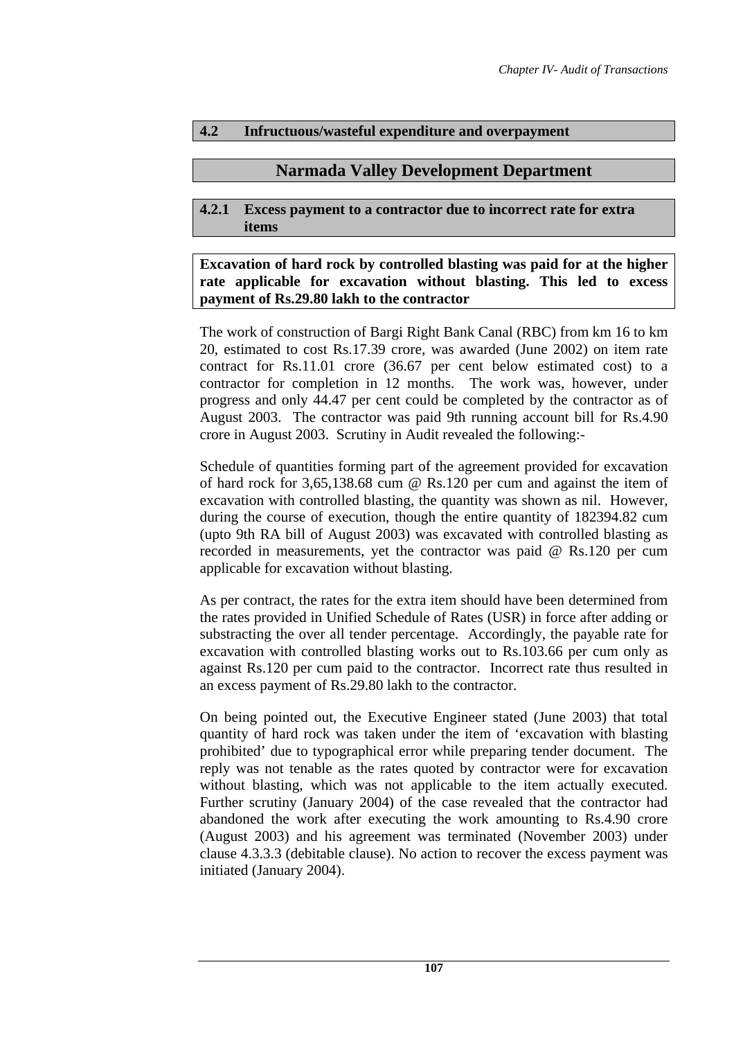## 4.2 Infructuous/wasteful expenditure and overpayment

## Narmada Valley Development Department

### 4.2.1 Excess payment to a contractor due to incorrect rate for extra items

**Excavation of hard rock by controlled blasting was paid for at the higher rate applicable for excavation without blasting. This led to excess payment of Rs.29.80 lakh to the contractor**

The work of construction of Bargi Right Bank Canal (RBC) from km 16 to km 20, estimated to cost Rs.17.39 crore, was awarded (June 2002) on item rate contract for Rs.11.01 crore (36.67 per cent below estimated cost) to a contractor for completion in 12 months. The work was, however, under progress and only 44.47 per cent could be completed by the contractor as of August 2003. The contractor was paid 9th running account bill for Rs.4.90 crore in August 2003. Scrutiny in Audit revealed the following:-

Schedule of quantities forming part of the agreement provided for excavation of hard rock for 3,65,138.68 cum @ Rs.120 per cum and against the item of excavation with controlled blasting, the quantity was shown as nil. However, during the course of execution, though the entire quantity of 182394.82 cum (upto 9th RA bill of August 2003) was excavated with controlled blasting as recorded in measurements, yet the contractor was paid @ Rs.120 per cum applicable for excavation without blasting.

As per contract, the rates for the extra item should have been determined from the rates provided in Unified Schedule of Rates (USR) in force after adding or substracting the over all tender percentage. Accordingly, the payable rate for excavation with controlled blasting works out to Rs.103.66 per cum only as against Rs.120 per cum paid to the contractor. Incorrect rate thus resulted in an excess payment of Rs.29.80 lakh to the contractor.

On being pointed out, the Executive Engineer stated (June 2003) that total quantity of hard rock was taken under the item of 'excavation with blasting prohibited' due to typographical error while preparing tender document. The reply was not tenable as the rates quoted by contractor were for excavation without blasting, which was not applicable to the item actually executed. Further scrutiny (January 2004) of the case revealed that the contractor had abandoned the work after executing the work amounting to Rs.4.90 crore (August 2003) and his agreement was terminated (November 2003) under clause 4.3.3.3 (debitable clause). No action to recover the excess payment was initiated (January 2004).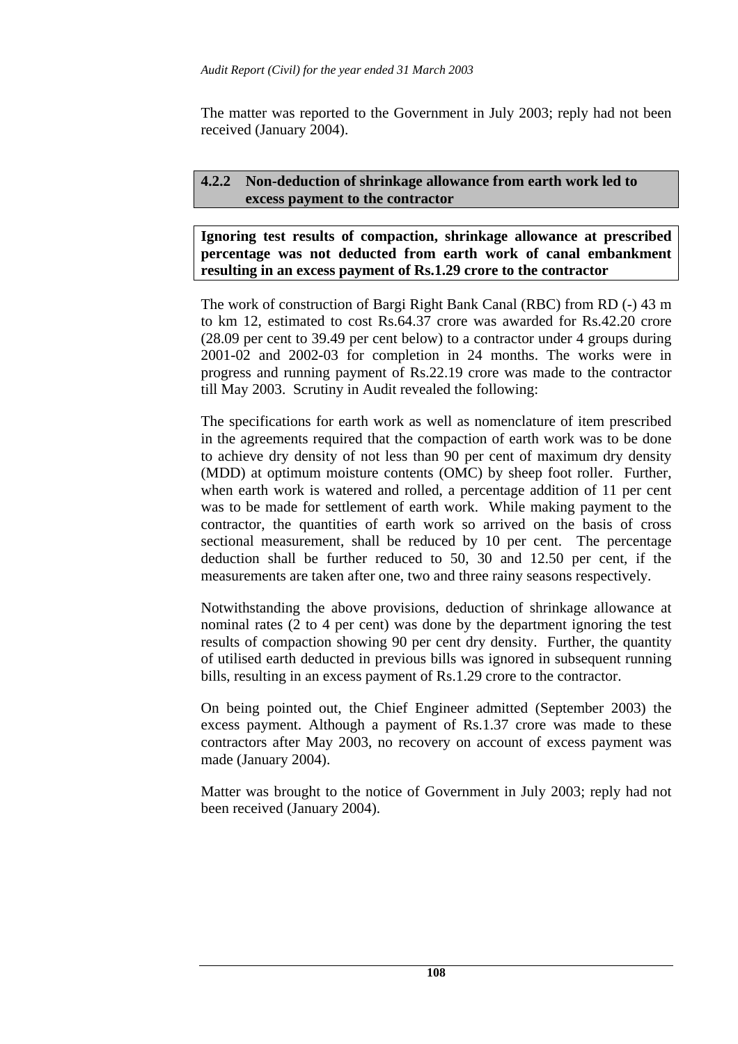The matter was reported to the Government in July 2003; reply had not been received (January 2004).

### 4.2.2 Non-deduction of shrinkage allowance from earth work led to excess payment to the contractor

**Ignoring test results of compaction, shrinkage allowance at prescribed percentage was not deducted from earth work of canal embankment resulting in an excess payment of Rs.1.29 crore to the contractor**

The work of construction of Bargi Right Bank Canal (RBC) from RD (-) 43 m to km 12, estimated to cost Rs.64.37 crore was awarded for Rs.42.20 crore (28.09 per cent to 39.49 per cent below) to a contractor under 4 groups during 2001-02 and 2002-03 for completion in 24 months. The works were in progress and running payment of Rs.22.19 crore was made to the contractor till May 2003. Scrutiny in Audit revealed the following:

The specifications for earth work as well as nomenclature of item prescribed in the agreements required that the compaction of earth work was to be done to achieve dry density of not less than 90 per cent of maximum dry density (MDD) at optimum moisture contents (OMC) by sheep foot roller. Further, when earth work is watered and rolled, a percentage addition of 11 per cent was to be made for settlement of earth work. While making payment to the contractor, the quantities of earth work so arrived on the basis of cross sectional measurement, shall be reduced by 10 per cent. The percentage deduction shall be further reduced to 50, 30 and 12.50 per cent, if the measurements are taken after one, two and three rainy seasons respectively.

Notwithstanding the above provisions, deduction of shrinkage allowance at nominal rates (2 to 4 per cent) was done by the department ignoring the test results of compaction showing 90 per cent dry density. Further, the quantity of utilised earth deducted in previous bills was ignored in subsequent running bills, resulting in an excess payment of Rs.1.29 crore to the contractor.

On being pointed out, the Chief Engineer admitted (September 2003) the excess payment. Although a payment of Rs.1.37 crore was made to these contractors after May 2003, no recovery on account of excess payment was made (January 2004).

Matter was brought to the notice of Government in July 2003; reply had not been received (January 2004).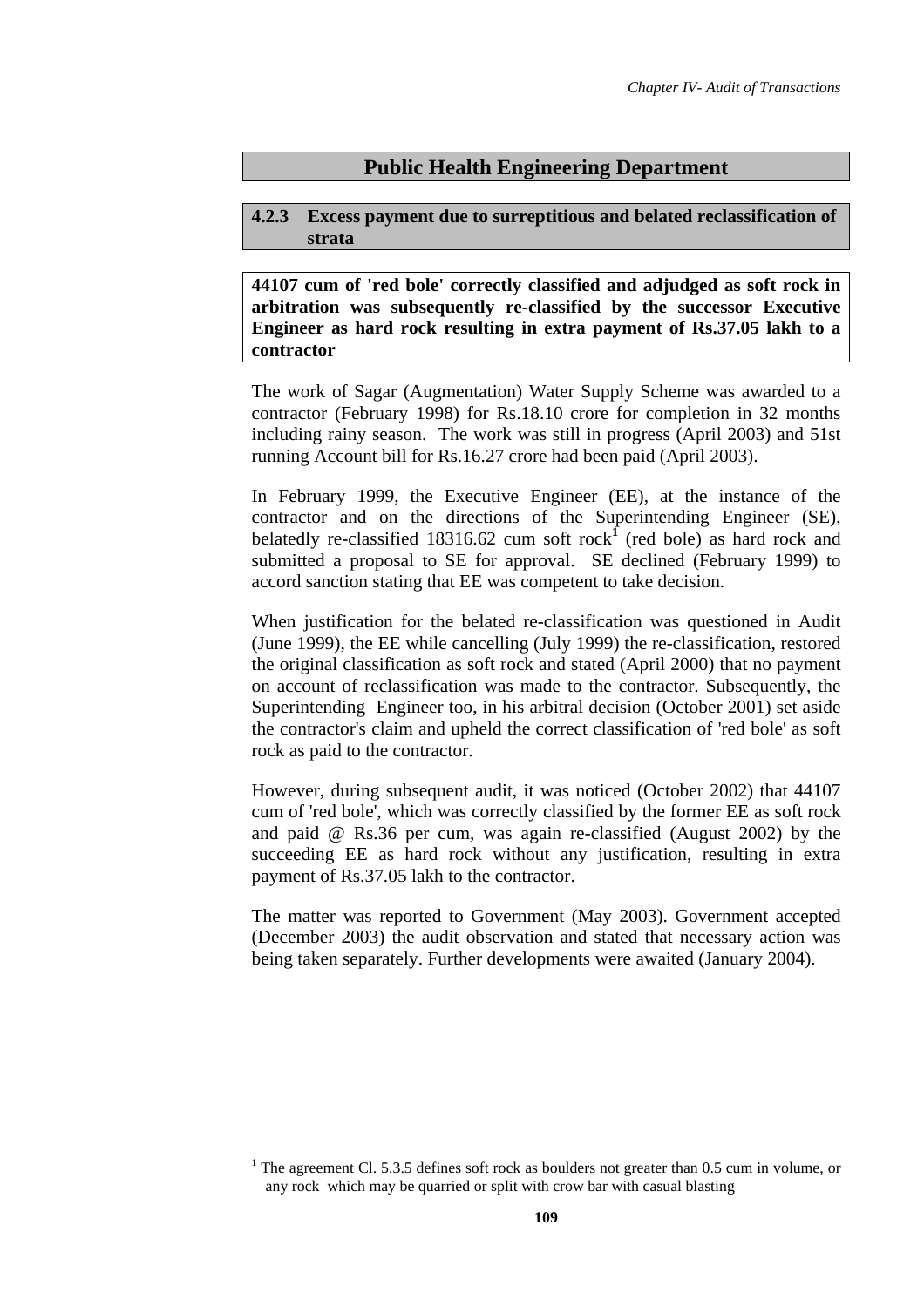## Public Health Engineering Department

### 4.2.3 Excess payment due to surreptitious and belated reclassification of strata

**44107 cum of 'red bole' correctly classified and adjudged as soft rock in arbitration was subsequently re-classified by the successor Executive Engineer as hard rock resulting in extra payment of Rs.37.05 lakh to a contractor**

The work of Sagar (Augmentation) Water Supply Scheme was awarded to a contractor (February 1998) for Rs.18.10 crore for completion in 32 months including rainy season. The work was still in progress (April 2003) and 51st running Account bill for Rs.16.27 crore had been paid (April 2003).

In February 1999, the Executive Engineer (EE), at the instance of the contractor and on the directions of the Superintending Engineer (SE), belatedly re-classified 18316.62 cum soft rock[1] (red bole) as hard rock and submitted a proposal to SE for approval. SE declined (February 1999) to accord sanction stating that EE was competent to take decision.

When justification for the belated re-classification was questioned in Audit (June 1999), the EE while cancelling (July 1999) the re-classification, restored the original classification as soft rock and stated (April 2000) that no payment on account of reclassification was made to the contractor. Subsequently, the Superintending Engineer too, in his arbitral decision (October 2001) set aside the contractor's claim and upheld the correct classification of 'red bole' as soft rock as paid to the contractor.

However, during subsequent audit, it was noticed (October 2002) that 44107 cum of 'red bole', which was correctly classified by the former EE as soft rock and paid @ Rs.36 per cum, was again re-classified (August 2002) by the succeeding EE as hard rock without any justification, resulting in extra payment of Rs.37.05 lakh to the contractor.

The matter was reported to Government (May 2003). Government accepted (December 2003) the audit observation and stated that necessary action was being taken separately. Further developments were awaited (January 2004).

[1] The agreement Cl. 5.3.5 defines soft rock as boulders not greater than 0.5 cum in volume, or any rock which may be quarried or split with crow bar with casual blasting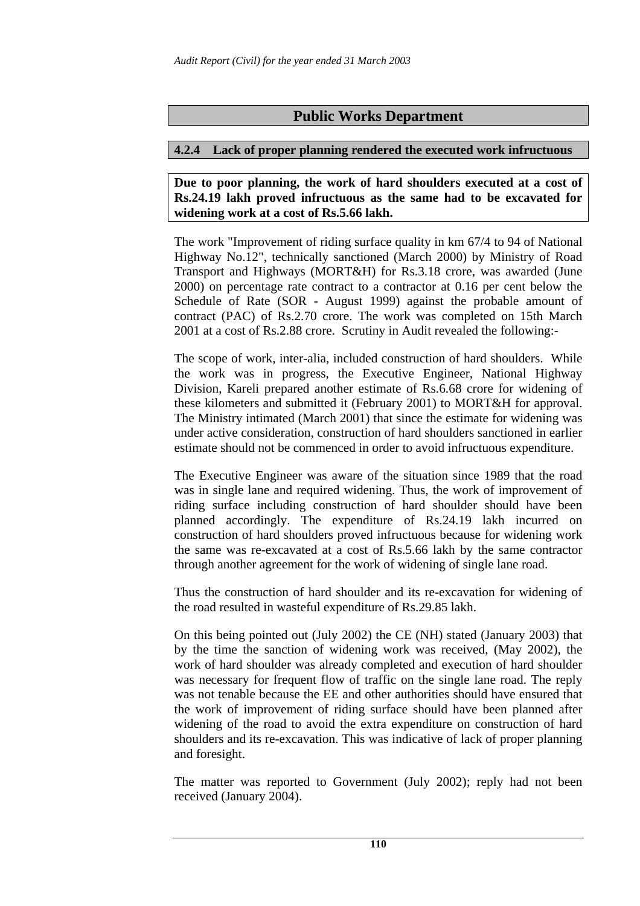## Public Works Department

### 4.2.4 Lack of proper planning rendered the executed work infructuous

**Due to poor planning, the work of hard shoulders executed at a cost of Rs.24.19 lakh proved infructuous as the same had to be excavated for widening work at a cost of Rs.5.66 lakh.**

The work "Improvement of riding surface quality in km 67/4 to 94 of National Highway No.12", technically sanctioned (March 2000) by Ministry of Road Transport and Highways (MORT&H) for Rs.3.18 crore, was awarded (June 2000) on percentage rate contract to a contractor at 0.16 per cent below the Schedule of Rate (SOR - August 1999) against the probable amount of contract (PAC) of Rs.2.70 crore. The work was completed on 15th March 2001 at a cost of Rs.2.88 crore. Scrutiny in Audit revealed the following:-

The scope of work, inter-alia, included construction of hard shoulders. While the work was in progress, the Executive Engineer, National Highway Division, Kareli prepared another estimate of Rs.6.68 crore for widening of these kilometers and submitted it (February 2001) to MORT&H for approval. The Ministry intimated (March 2001) that since the estimate for widening was under active consideration, construction of hard shoulders sanctioned in earlier estimate should not be commenced in order to avoid infructuous expenditure.

The Executive Engineer was aware of the situation since 1989 that the road was in single lane and required widening. Thus, the work of improvement of riding surface including construction of hard shoulder should have been planned accordingly. The expenditure of Rs.24.19 lakh incurred on construction of hard shoulders proved infructuous because for widening work the same was re-excavated at a cost of Rs.5.66 lakh by the same contractor through another agreement for the work of widening of single lane road.

Thus the construction of hard shoulder and its re-excavation for widening of the road resulted in wasteful expenditure of Rs.29.85 lakh.

On this being pointed out (July 2002) the CE (NH) stated (January 2003) that by the time the sanction of widening work was received, (May 2002), the work of hard shoulder was already completed and execution of hard shoulder was necessary for frequent flow of traffic on the single lane road. The reply was not tenable because the EE and other authorities should have ensured that the work of improvement of riding surface should have been planned after widening of the road to avoid the extra expenditure on construction of hard shoulders and its re-excavation. This was indicative of lack of proper planning and foresight.

The matter was reported to Government (July 2002); reply had not been received (January 2004).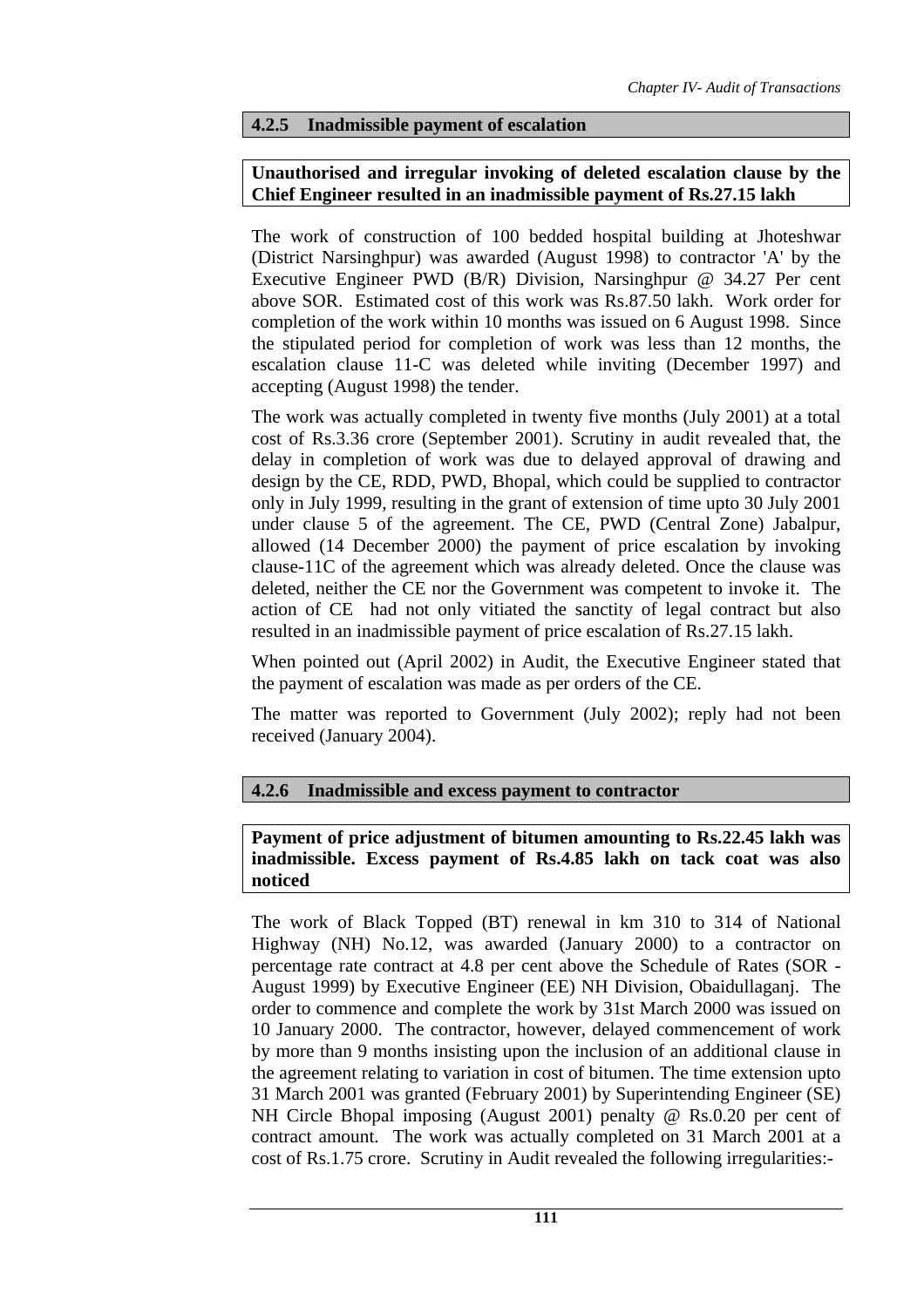### 4.2.5 Inadmissible payment of escalation

**Unauthorised and irregular invoking of deleted escalation clause by the Chief Engineer resulted in an inadmissible payment of Rs.27.15 lakh**

The work of construction of 100 bedded hospital building at Jhoteshwar (District Narsinghpur) was awarded (August 1998) to contractor 'A' by the Executive Engineer PWD (B/R) Division, Narsinghpur @ 34.27 Per cent above SOR. Estimated cost of this work was Rs.87.50 lakh. Work order for completion of the work within 10 months was issued on 6 August 1998. Since the stipulated period for completion of work was less than 12 months, the escalation clause 11-C was deleted while inviting (December 1997) and accepting (August 1998) the tender.

The work was actually completed in twenty five months (July 2001) at a total cost of Rs.3.36 crore (September 2001). Scrutiny in audit revealed that, the delay in completion of work was due to delayed approval of drawing and design by the CE, RDD, PWD, Bhopal, which could be supplied to contractor only in July 1999, resulting in the grant of extension of time upto 30 July 2001 under clause 5 of the agreement. The CE, PWD (Central Zone) Jabalpur, allowed (14 December 2000) the payment of price escalation by invoking clause-11C of the agreement which was already deleted. Once the clause was deleted, neither the CE nor the Government was competent to invoke it. The action of CE had not only vitiated the sanctity of legal contract but also resulted in an inadmissible payment of price escalation of Rs.27.15 lakh.

When pointed out (April 2002) in Audit, the Executive Engineer stated that the payment of escalation was made as per orders of the CE.

The matter was reported to Government (July 2002); reply had not been received (January 2004).

### 4.2.6 Inadmissible and excess payment to contractor

**Payment of price adjustment of bitumen amounting to Rs.22.45 lakh was inadmissible. Excess payment of Rs.4.85 lakh on tack coat was also noticed**

The work of Black Topped (BT) renewal in km 310 to 314 of National Highway (NH) No.12, was awarded (January 2000) to a contractor on percentage rate contract at 4.8 per cent above the Schedule of Rates (SOR - August 1999) by Executive Engineer (EE) NH Division, Obaidullaganj. The order to commence and complete the work by 31st March 2000 was issued on 10 January 2000. The contractor, however, delayed commencement of work by more than 9 months insisting upon the inclusion of an additional clause in the agreement relating to variation in cost of bitumen. The time extension upto 31 March 2001 was granted (February 2001) by Superintending Engineer (SE) NH Circle Bhopal imposing (August 2001) penalty @ Rs.0.20 per cent of contract amount. The work was actually completed on 31 March 2001 at a cost of Rs.1.75 crore. Scrutiny in Audit revealed the following irregularities:-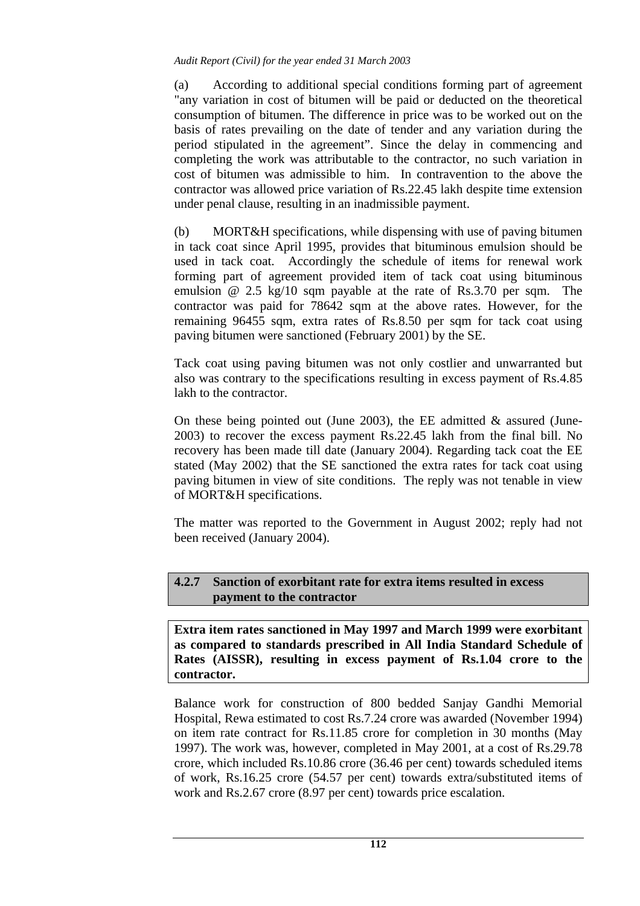(a) According to additional special conditions forming part of agreement "any variation in cost of bitumen will be paid or deducted on the theoretical consumption of bitumen. The difference in price was to be worked out on the basis of rates prevailing on the date of tender and any variation during the period stipulated in the agreement". Since the delay in commencing and completing the work was attributable to the contractor, no such variation in cost of bitumen was admissible to him. In contravention to the above the contractor was allowed price variation of Rs.22.45 lakh despite time extension under penal clause, resulting in an inadmissible payment.

(b) MORT&H specifications, while dispensing with use of paving bitumen in tack coat since April 1995, provides that bituminous emulsion should be used in tack coat. Accordingly the schedule of items for renewal work forming part of agreement provided item of tack coat using bituminous emulsion @ 2.5 kg/10 sqm payable at the rate of Rs.3.70 per sqm. The contractor was paid for 78642 sqm at the above rates. However, for the remaining 96455 sqm, extra rates of Rs.8.50 per sqm for tack coat using paving bitumen were sanctioned (February 2001) by the SE.

Tack coat using paving bitumen was not only costlier and unwarranted but also was contrary to the specifications resulting in excess payment of Rs.4.85 lakh to the contractor.

On these being pointed out (June 2003), the EE admitted & assured (June-2003) to recover the excess payment Rs.22.45 lakh from the final bill. No recovery has been made till date (January 2004). Regarding tack coat the EE stated (May 2002) that the SE sanctioned the extra rates for tack coat using paving bitumen in view of site conditions. The reply was not tenable in view of MORT&H specifications.

The matter was reported to the Government in August 2002; reply had not been received (January 2004).

### 4.2.7 Sanction of exorbitant rate for extra items resulted in excess payment to the contractor

**Extra item rates sanctioned in May 1997 and March 1999 were exorbitant as compared to standards prescribed in All India Standard Schedule of Rates (AISSR), resulting in excess payment of Rs.1.04 crore to the contractor.**

Balance work for construction of 800 bedded Sanjay Gandhi Memorial Hospital, Rewa estimated to cost Rs.7.24 crore was awarded (November 1994) on item rate contract for Rs.11.85 crore for completion in 30 months (May 1997). The work was, however, completed in May 2001, at a cost of Rs.29.78 crore, which included Rs.10.86 crore (36.46 per cent) towards scheduled items of work, Rs.16.25 crore (54.57 per cent) towards extra/substituted items of work and Rs.2.67 crore (8.97 per cent) towards price escalation.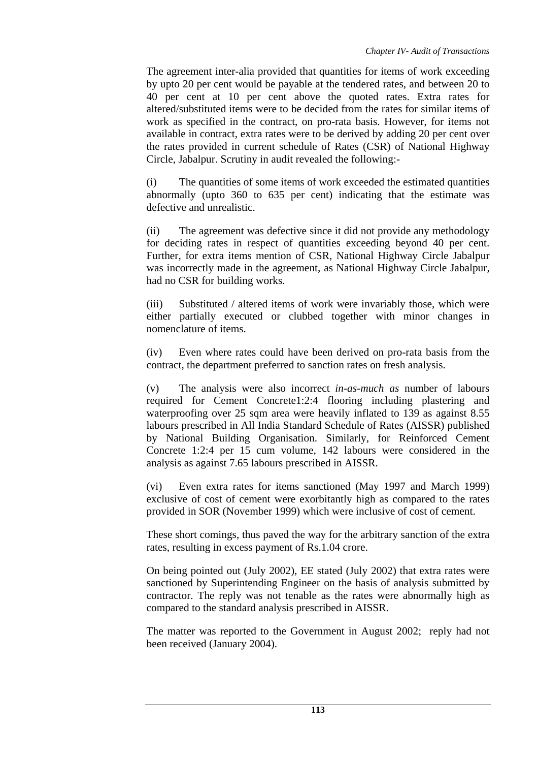The agreement inter-alia provided that quantities for items of work exceeding by upto 20 per cent would be payable at the tendered rates, and between 20 to 40 per cent at 10 per cent above the quoted rates. Extra rates for altered/substituted items were to be decided from the rates for similar items of work as specified in the contract, on pro-rata basis. However, for items not available in contract, extra rates were to be derived by adding 20 per cent over the rates provided in current schedule of Rates (CSR) of National Highway Circle, Jabalpur. Scrutiny in audit revealed the following:-

(i) The quantities of some items of work exceeded the estimated quantities abnormally (upto 360 to 635 per cent) indicating that the estimate was defective and unrealistic.

(ii) The agreement was defective since it did not provide any methodology for deciding rates in respect of quantities exceeding beyond 40 per cent. Further, for extra items mention of CSR, National Highway Circle Jabalpur was incorrectly made in the agreement, as National Highway Circle Jabalpur, had no CSR for building works.

(iii) Substituted / altered items of work were invariably those, which were either partially executed or clubbed together with minor changes in nomenclature of items.

(iv) Even where rates could have been derived on pro-rata basis from the contract, the department preferred to sanction rates on fresh analysis.

(v) The analysis were also incorrect *in-as-much as* number of labours required for Cement Concrete1:2:4 flooring including plastering and waterproofing over 25 sqm area were heavily inflated to 139 as against 8.55 labours prescribed in All India Standard Schedule of Rates (AISSR) published by National Building Organisation. Similarly, for Reinforced Cement Concrete 1:2:4 per 15 cum volume, 142 labours were considered in the analysis as against 7.65 labours prescribed in AISSR.

(vi) Even extra rates for items sanctioned (May 1997 and March 1999) exclusive of cost of cement were exorbitantly high as compared to the rates provided in SOR (November 1999) which were inclusive of cost of cement.

These short comings, thus paved the way for the arbitrary sanction of the extra rates, resulting in excess payment of Rs.1.04 crore.

On being pointed out (July 2002), EE stated (July 2002) that extra rates were sanctioned by Superintending Engineer on the basis of analysis submitted by contractor. The reply was not tenable as the rates were abnormally high as compared to the standard analysis prescribed in AISSR.

The matter was reported to the Government in August 2002; reply had not been received (January 2004).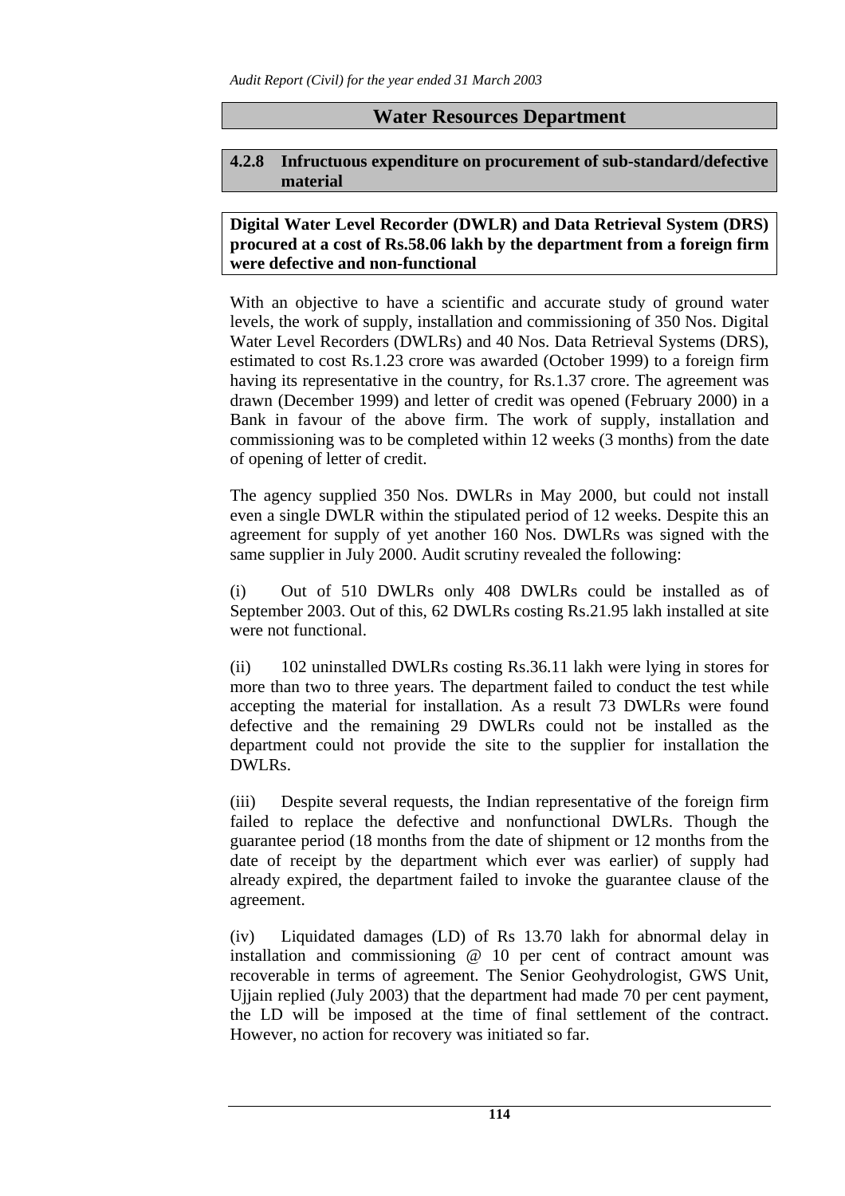## Water Resources Department

### 4.2.8 Infructuous expenditure on procurement of sub-standard/defective material

**Digital Water Level Recorder (DWLR) and Data Retrieval System (DRS) procured at a cost of Rs.58.06 lakh by the department from a foreign firm were defective and non-functional**

With an objective to have a scientific and accurate study of ground water levels, the work of supply, installation and commissioning of 350 Nos. Digital Water Level Recorders (DWLRs) and 40 Nos. Data Retrieval Systems (DRS), estimated to cost Rs.1.23 crore was awarded (October 1999) to a foreign firm having its representative in the country, for Rs.1.37 crore. The agreement was drawn (December 1999) and letter of credit was opened (February 2000) in a Bank in favour of the above firm. The work of supply, installation and commissioning was to be completed within 12 weeks (3 months) from the date of opening of letter of credit.

The agency supplied 350 Nos. DWLRs in May 2000, but could not install even a single DWLR within the stipulated period of 12 weeks. Despite this an agreement for supply of yet another 160 Nos. DWLRs was signed with the same supplier in July 2000. Audit scrutiny revealed the following:

(i) Out of 510 DWLRs only 408 DWLRs could be installed as of September 2003. Out of this, 62 DWLRs costing Rs.21.95 lakh installed at site were not functional.

(ii) 102 uninstalled DWLRs costing Rs.36.11 lakh were lying in stores for more than two to three years. The department failed to conduct the test while accepting the material for installation. As a result 73 DWLRs were found defective and the remaining 29 DWLRs could not be installed as the department could not provide the site to the supplier for installation the DWLRs.

(iii) Despite several requests, the Indian representative of the foreign firm failed to replace the defective and nonfunctional DWLRs. Though the guarantee period (18 months from the date of shipment or 12 months from the date of receipt by the department which ever was earlier) of supply had already expired, the department failed to invoke the guarantee clause of the agreement.

(iv) Liquidated damages (LD) of Rs 13.70 lakh for abnormal delay in installation and commissioning @ 10 per cent of contract amount was recoverable in terms of agreement. The Senior Geohydrologist, GWS Unit, Ujjain replied (July 2003) that the department had made 70 per cent payment, the LD will be imposed at the time of final settlement of the contract. However, no action for recovery was initiated so far.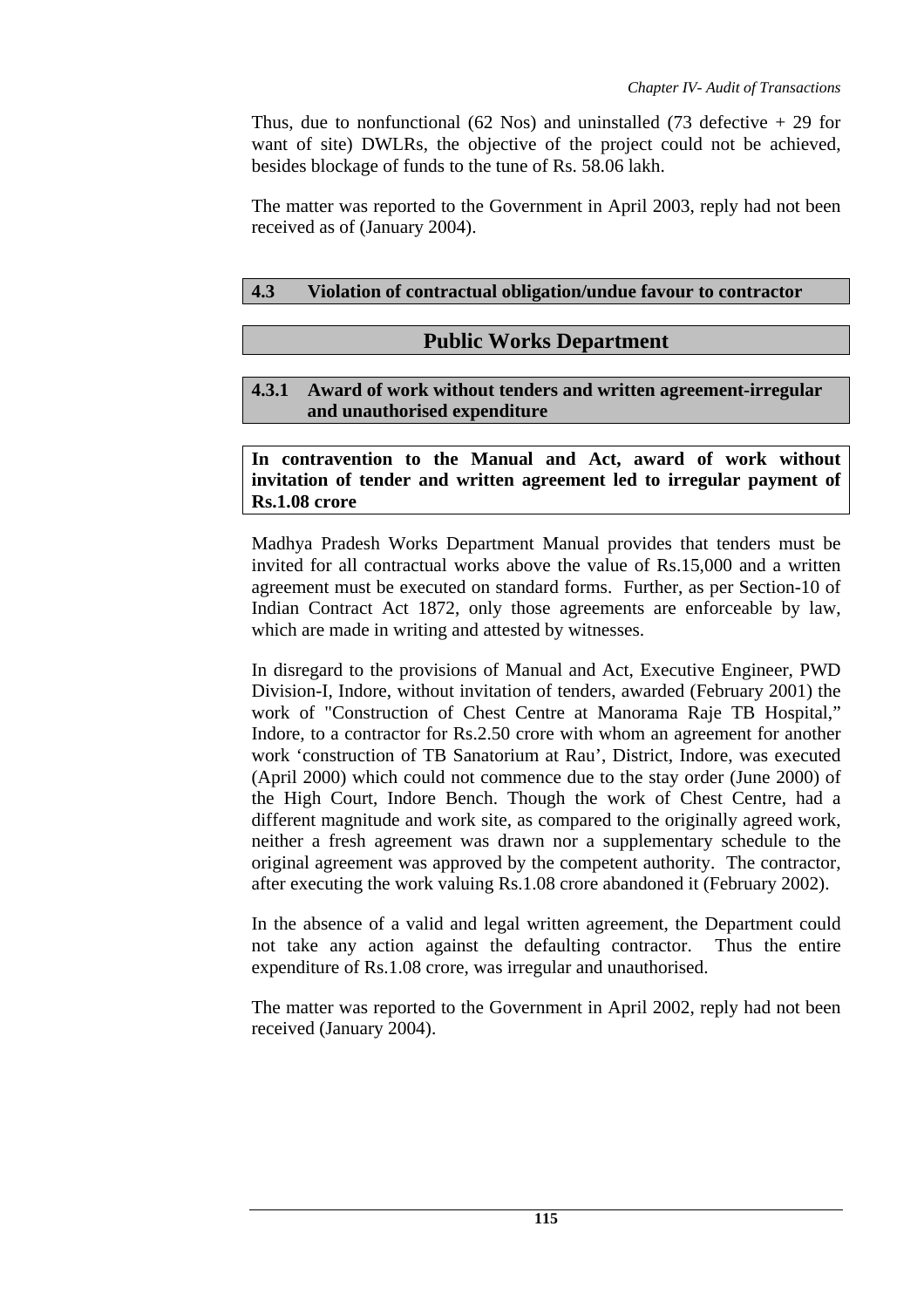Thus, due to nonfunctional (62 Nos) and uninstalled (73 defective + 29 for want of site) DWLRs, the objective of the project could not be achieved, besides blockage of funds to the tune of Rs. 58.06 lakh.

The matter was reported to the Government in April 2003, reply had not been received as of (January 2004).

### 4.3 Violation of contractual obligation/undue favour to contractor

## Public Works Department

### 4.3.1 Award of work without tenders and written agreement-irregular and unauthorised expenditure

**In contravention to the Manual and Act, award of work without invitation of tender and written agreement led to irregular payment of Rs.1.08 crore**

Madhya Pradesh Works Department Manual provides that tenders must be invited for all contractual works above the value of Rs.15,000 and a written agreement must be executed on standard forms. Further, as per Section-10 of Indian Contract Act 1872, only those agreements are enforceable by law, which are made in writing and attested by witnesses.

In disregard to the provisions of Manual and Act, Executive Engineer, PWD Division-I, Indore, without invitation of tenders, awarded (February 2001) the work of "Construction of Chest Centre at Manorama Raje TB Hospital," Indore, to a contractor for Rs.2.50 crore with whom an agreement for another work 'construction of TB Sanatorium at Rau', District, Indore, was executed (April 2000) which could not commence due to the stay order (June 2000) of the High Court, Indore Bench. Though the work of Chest Centre, had a different magnitude and work site, as compared to the originally agreed work, neither a fresh agreement was drawn nor a supplementary schedule to the original agreement was approved by the competent authority. The contractor, after executing the work valuing Rs.1.08 crore abandoned it (February 2002).

In the absence of a valid and legal written agreement, the Department could not take any action against the defaulting contractor. Thus the entire expenditure of Rs.1.08 crore, was irregular and unauthorised.

The matter was reported to the Government in April 2002, reply had not been received (January 2004).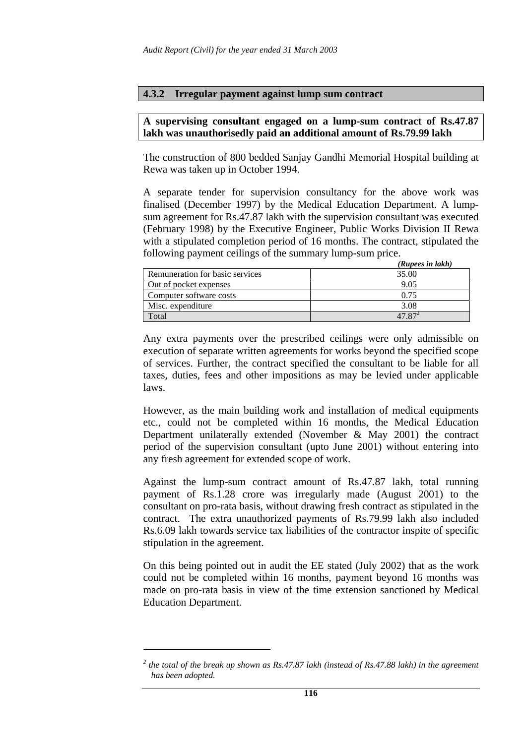### 4.3.2 Irregular payment against lump sum contract

**A supervising consultant engaged on a lump-sum contract of Rs.47.87 lakh was unauthorisedly paid an additional amount of Rs.79.99 lakh**

The construction of 800 bedded Sanjay Gandhi Memorial Hospital building at Rewa was taken up in October 1994.

A separate tender for supervision consultancy for the above work was finalised (December 1997) by the Medical Education Department. A lump-sum agreement for Rs.47.87 lakh with the supervision consultant was executed (February 1998) by the Executive Engineer, Public Works Division II Rewa with a stipulated completion period of 16 months. The contract, stipulated the following payment ceilings of the summary lump-sum price.

*(Rupees in lakh)*

| | |
|---|---|
| Remuneration for basic services | 35.00 |
| Out of pocket expenses | 9.05 |
| Computer software costs | 0.75 |
| Misc. expenditure | 3.08 |
| Total | 47.87[2] |

Any extra payments over the prescribed ceilings were only admissible on execution of separate written agreements for works beyond the specified scope of services. Further, the contract specified the consultant to be liable for all taxes, duties, fees and other impositions as may be levied under applicable laws.

However, as the main building work and installation of medical equipments etc., could not be completed within 16 months, the Medical Education Department unilaterally extended (November & May 2001) the contract period of the supervision consultant (upto June 2001) without entering into any fresh agreement for extended scope of work.

Against the lump-sum contract amount of Rs.47.87 lakh, total running payment of Rs.1.28 crore was irregularly made (August 2001) to the consultant on pro-rata basis, without drawing fresh contract as stipulated in the contract. The extra unauthorized payments of Rs.79.99 lakh also included Rs.6.09 lakh towards service tax liabilities of the contractor inspite of specific stipulation in the agreement.

On this being pointed out in audit the EE stated (July 2002) that as the work could not be completed within 16 months, payment beyond 16 months was made on pro-rata basis in view of the time extension sanctioned by Medical Education Department.

---

[2] *the total of the break up shown as Rs.47.87 lakh (instead of Rs.47.88 lakh) in the agreement has been adopted.*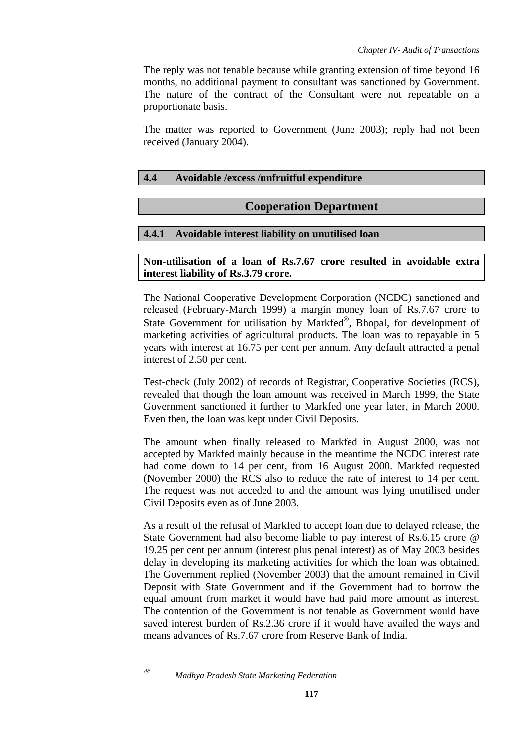The reply was not tenable because while granting extension of time beyond 16 months, no additional payment to consultant was sanctioned by Government. The nature of the contract of the Consultant were not repeatable on a proportionate basis.

The matter was reported to Government (June 2003); reply had not been received (January 2004).

## 4.4 Avoidable /excess /unfruitful expenditure

## Cooperation Department

### 4.4.1 Avoidable interest liability on unutilised loan

**Non-utilisation of a loan of Rs.7.67 crore resulted in avoidable extra interest liability of Rs.3.79 crore.**

The National Cooperative Development Corporation (NCDC) sanctioned and released (February-March 1999) a margin money loan of Rs.7.67 crore to State Government for utilisation by Markfed[⊗], Bhopal, for development of marketing activities of agricultural products. The loan was to repayable in 5 years with interest at 16.75 per cent per annum. Any default attracted a penal interest of 2.50 per cent.

Test-check (July 2002) of records of Registrar, Cooperative Societies (RCS), revealed that though the loan amount was received in March 1999, the State Government sanctioned it further to Markfed one year later, in March 2000. Even then, the loan was kept under Civil Deposits.

The amount when finally released to Markfed in August 2000, was not accepted by Markfed mainly because in the meantime the NCDC interest rate had come down to 14 per cent, from 16 August 2000. Markfed requested (November 2000) the RCS also to reduce the rate of interest to 14 per cent. The request was not acceded to and the amount was lying unutilised under Civil Deposits even as of June 2003.

As a result of the refusal of Markfed to accept loan due to delayed release, the State Government had also become liable to pay interest of Rs.6.15 crore @ 19.25 per cent per annum (interest plus penal interest) as of May 2003 besides delay in developing its marketing activities for which the loan was obtained. The Government replied (November 2003) that the amount remained in Civil Deposit with State Government and if the Government had to borrow the equal amount from market it would have had paid more amount as interest. The contention of the Government is not tenable as Government would have saved interest burden of Rs.2.36 crore if it would have availed the ways and means advances of Rs.7.67 crore from Reserve Bank of India.

---

[⊗] *Madhya Pradesh State Marketing Federation*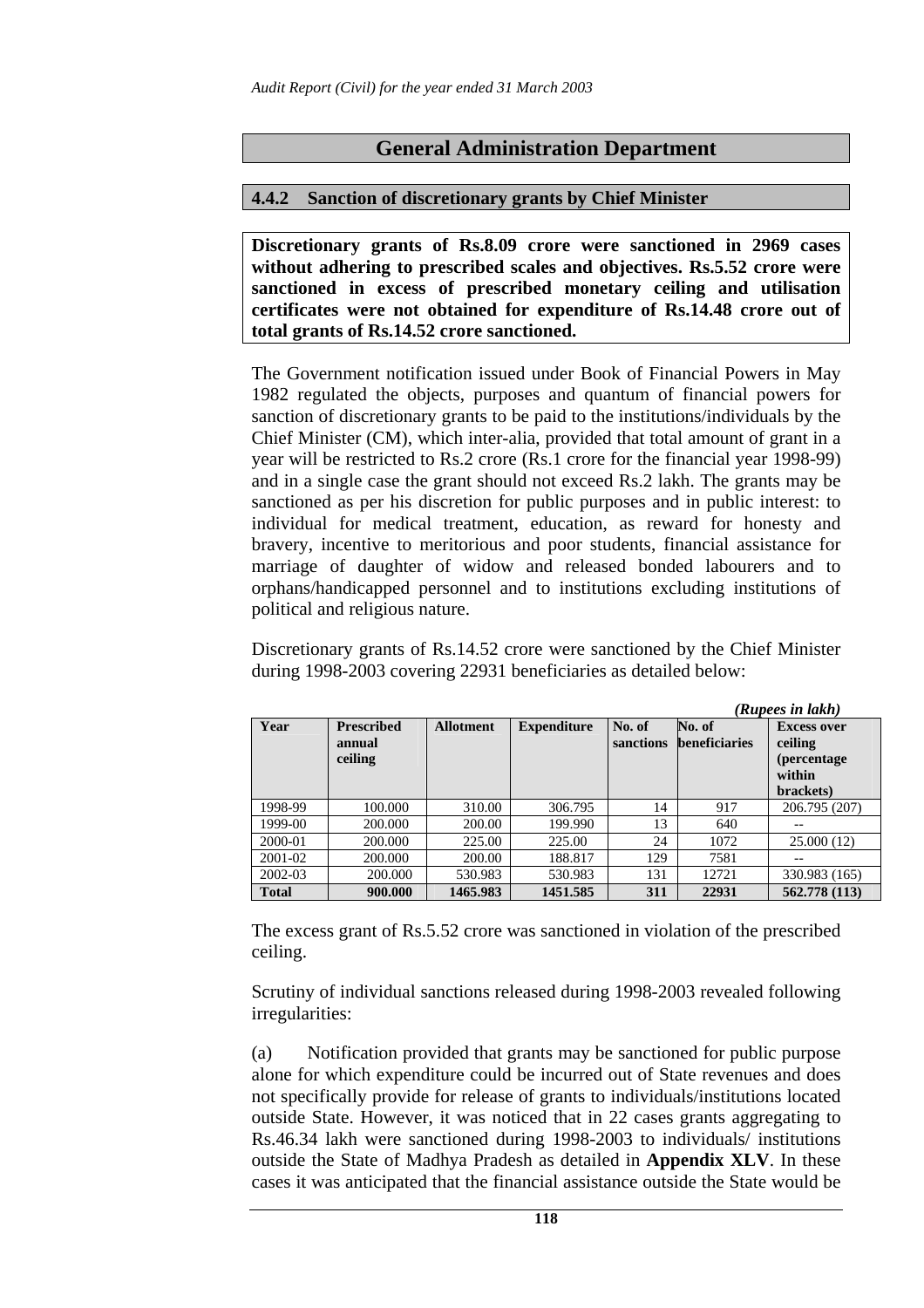## General Administration Department

### 4.4.2 Sanction of discretionary grants by Chief Minister

**Discretionary grants of Rs.8.09 crore were sanctioned in 2969 cases without adhering to prescribed scales and objectives. Rs.5.52 crore were sanctioned in excess of prescribed monetary ceiling and utilisation certificates were not obtained for expenditure of Rs.14.48 crore out of total grants of Rs.14.52 crore sanctioned.**

The Government notification issued under Book of Financial Powers in May 1982 regulated the objects, purposes and quantum of financial powers for sanction of discretionary grants to be paid to the institutions/individuals by the Chief Minister (CM), which inter-alia, provided that total amount of grant in a year will be restricted to Rs.2 crore (Rs.1 crore for the financial year 1998-99) and in a single case the grant should not exceed Rs.2 lakh. The grants may be sanctioned as per his discretion for public purposes and in public interest: to individual for medical treatment, education, as reward for honesty and bravery, incentive to meritorious and poor students, financial assistance for marriage of daughter of widow and released bonded labourers and to orphans/handicapped personnel and to institutions excluding institutions of political and religious nature.

Discretionary grants of Rs.14.52 crore were sanctioned by the Chief Minister during 1998-2003 covering 22931 beneficiaries as detailed below:

*(Rupees in lakh)*

| Year | Prescribed annual ceiling | Allotment | Expenditure | No. of sanctions | No. of beneficiaries | Excess over ceiling (percentage within brackets) |
|---|---|---|---|---|---|---|
| 1998-99 | 100.000 | 310.00 | 306.795 | 14 | 917 | 206.795 (207) |
| 1999-00 | 200.000 | 200.00 | 199.990 | 13 | 640 | -- |
| 2000-01 | 200.000 | 225.00 | 225.00 | 24 | 1072 | 25.000 (12) |
| 2001-02 | 200.000 | 200.00 | 188.817 | 129 | 7581 | -- |
| 2002-03 | 200.000 | 530.983 | 530.983 | 131 | 12721 | 330.983 (165) |
| **Total** | **900.000** | **1465.983** | **1451.585** | **311** | **22931** | **562.778 (113)** |

The excess grant of Rs.5.52 crore was sanctioned in violation of the prescribed ceiling.

Scrutiny of individual sanctions released during 1998-2003 revealed following irregularities:

(a) Notification provided that grants may be sanctioned for public purpose alone for which expenditure could be incurred out of State revenues and does not specifically provide for release of grants to individuals/institutions located outside State. However, it was noticed that in 22 cases grants aggregating to Rs.46.34 lakh were sanctioned during 1998-2003 to individuals/ institutions outside the State of Madhya Pradesh as detailed in **Appendix XLV**. In these cases it was anticipated that the financial assistance outside the State would be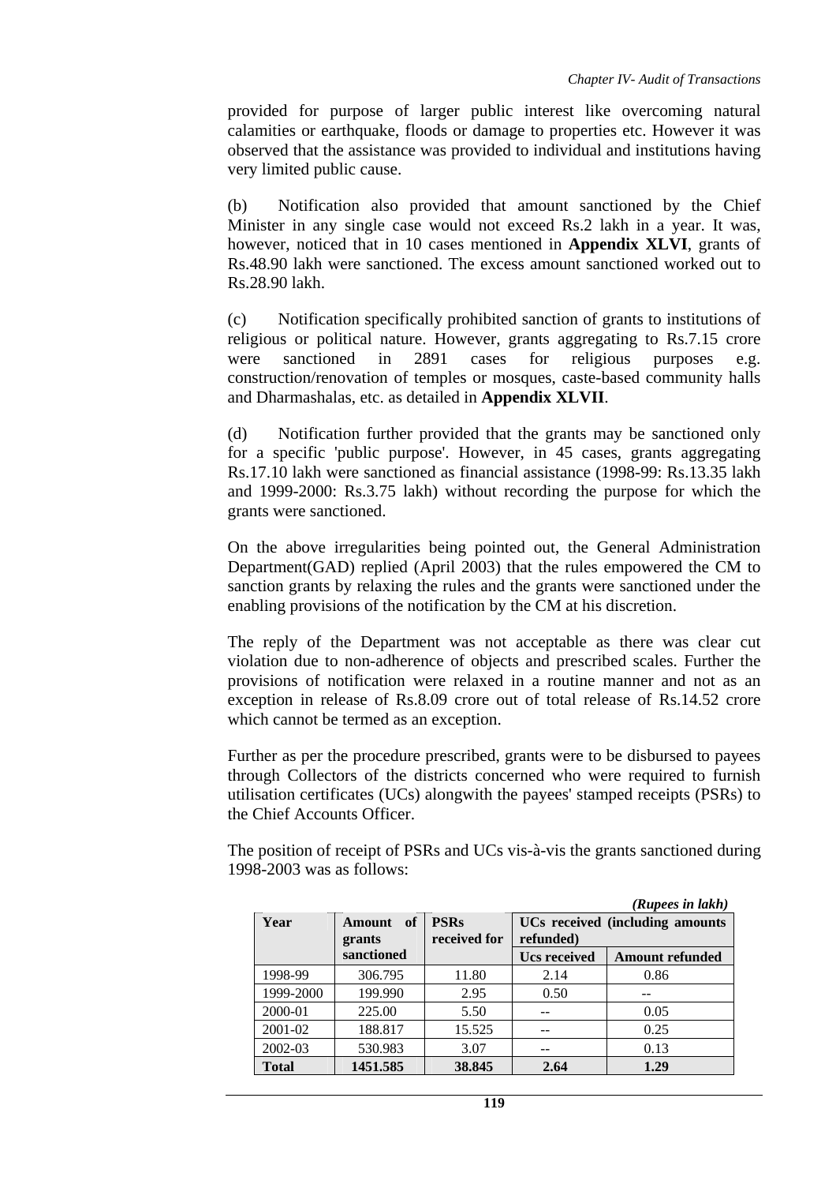provided for purpose of larger public interest like overcoming natural calamities or earthquake, floods or damage to properties etc. However it was observed that the assistance was provided to individual and institutions having very limited public cause.

(b) Notification also provided that amount sanctioned by the Chief Minister in any single case would not exceed Rs.2 lakh in a year. It was, however, noticed that in 10 cases mentioned in **Appendix XLVI**, grants of Rs.48.90 lakh were sanctioned. The excess amount sanctioned worked out to Rs.28.90 lakh.

(c) Notification specifically prohibited sanction of grants to institutions of religious or political nature. However, grants aggregating to Rs.7.15 crore were sanctioned in 2891 cases for religious purposes e.g. construction/renovation of temples or mosques, caste-based community halls and Dharmashalas, etc. as detailed in **Appendix XLVII**.

(d) Notification further provided that the grants may be sanctioned only for a specific 'public purpose'. However, in 45 cases, grants aggregating Rs.17.10 lakh were sanctioned as financial assistance (1998-99: Rs.13.35 lakh and 1999-2000: Rs.3.75 lakh) without recording the purpose for which the grants were sanctioned.

On the above irregularities being pointed out, the General Administration Department(GAD) replied (April 2003) that the rules empowered the CM to sanction grants by relaxing the rules and the grants were sanctioned under the enabling provisions of the notification by the CM at his discretion.

The reply of the Department was not acceptable as there was clear cut violation due to non-adherence of objects and prescribed scales. Further the provisions of notification were relaxed in a routine manner and not as an exception in release of Rs.8.09 crore out of total release of Rs.14.52 crore which cannot be termed as an exception.

Further as per the procedure prescribed, grants were to be disbursed to payees through Collectors of the districts concerned who were required to furnish utilisation certificates (UCs) alongwith the payees' stamped receipts (PSRs) to the Chief Accounts Officer.

The position of receipt of PSRs and UCs vis-à-vis the grants sanctioned during 1998-2003 was as follows:

*(Rupees in lakh)*

| Year | Amount of grants sanctioned | PSRs received for | UCs received (including amounts refunded) | |
|---|---|---|---|---|
| | | | Ucs received | Amount refunded |
| 1998-99 | 306.795 | 11.80 | 2.14 | 0.86 |
| 1999-2000 | 199.990 | 2.95 | 0.50 | -- |
| 2000-01 | 225.00 | 5.50 | -- | 0.05 |
| 2001-02 | 188.817 | 15.525 | -- | 0.25 |
| 2002-03 | 530.983 | 3.07 | -- | 0.13 |
| **Total** | **1451.585** | **38.845** | **2.64** | **1.29** |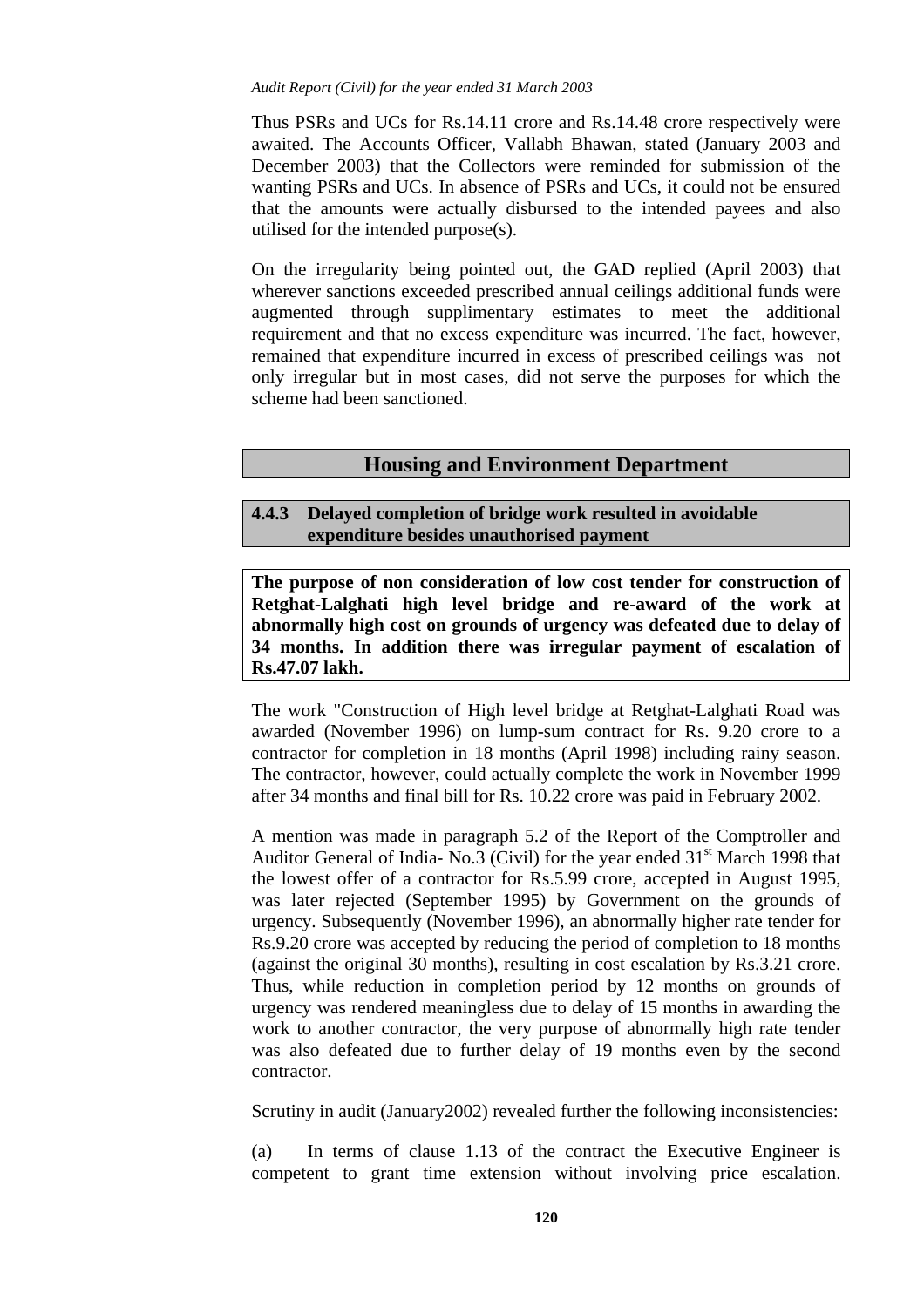Thus PSRs and UCs for Rs.14.11 crore and Rs.14.48 crore respectively were awaited. The Accounts Officer, Vallabh Bhawan, stated (January 2003 and December 2003) that the Collectors were reminded for submission of the wanting PSRs and UCs. In absence of PSRs and UCs, it could not be ensured that the amounts were actually disbursed to the intended payees and also utilised for the intended purpose(s).

On the irregularity being pointed out, the GAD replied (April 2003) that wherever sanctions exceeded prescribed annual ceilings additional funds were augmented through supplimentary estimates to meet the additional requirement and that no excess expenditure was incurred. The fact, however, remained that expenditure incurred in excess of prescribed ceilings was not only irregular but in most cases, did not serve the purposes for which the scheme had been sanctioned.

## Housing and Environment Department

### 4.4.3 Delayed completion of bridge work resulted in avoidable expenditure besides unauthorised payment

**The purpose of non consideration of low cost tender for construction of Retghat-Lalghati high level bridge and re-award of the work at abnormally high cost on grounds of urgency was defeated due to delay of 34 months. In addition there was irregular payment of escalation of Rs.47.07 lakh.**

The work "Construction of High level bridge at Retghat-Lalghati Road was awarded (November 1996) on lump-sum contract for Rs. 9.20 crore to a contractor for completion in 18 months (April 1998) including rainy season. The contractor, however, could actually complete the work in November 1999 after 34 months and final bill for Rs. 10.22 crore was paid in February 2002.

A mention was made in paragraph 5.2 of the Report of the Comptroller and Auditor General of India- No.3 (Civil) for the year ended 31st March 1998 that the lowest offer of a contractor for Rs.5.99 crore, accepted in August 1995, was later rejected (September 1995) by Government on the grounds of urgency. Subsequently (November 1996), an abnormally higher rate tender for Rs.9.20 crore was accepted by reducing the period of completion to 18 months (against the original 30 months), resulting in cost escalation by Rs.3.21 crore. Thus, while reduction in completion period by 12 months on grounds of urgency was rendered meaningless due to delay of 15 months in awarding the work to another contractor, the very purpose of abnormally high rate tender was also defeated due to further delay of 19 months even by the second contractor.

Scrutiny in audit (January2002) revealed further the following inconsistencies:

(a) In terms of clause 1.13 of the contract the Executive Engineer is competent to grant time extension without involving price escalation.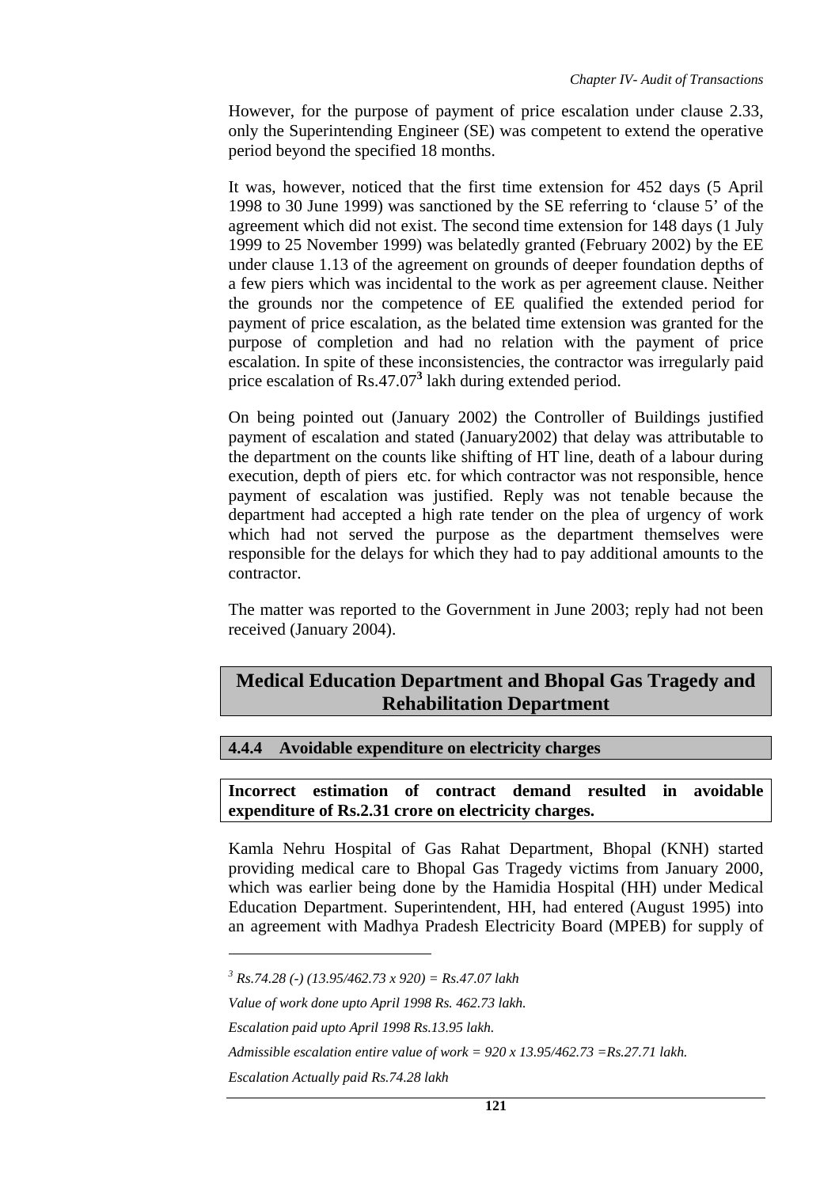However, for the purpose of payment of price escalation under clause 2.33, only the Superintending Engineer (SE) was competent to extend the operative period beyond the specified 18 months.

It was, however, noticed that the first time extension for 452 days (5 April 1998 to 30 June 1999) was sanctioned by the SE referring to 'clause 5' of the agreement which did not exist. The second time extension for 148 days (1 July 1999 to 25 November 1999) was belatedly granted (February 2002) by the EE under clause 1.13 of the agreement on grounds of deeper foundation depths of a few piers which was incidental to the work as per agreement clause. Neither the grounds nor the competence of EE qualified the extended period for payment of price escalation, as the belated time extension was granted for the purpose of completion and had no relation with the payment of price escalation. In spite of these inconsistencies, the contractor was irregularly paid price escalation of Rs.47.07[3] lakh during extended period.

On being pointed out (January 2002) the Controller of Buildings justified payment of escalation and stated (January2002) that delay was attributable to the department on the counts like shifting of HT line, death of a labour during execution, depth of piers etc. for which contractor was not responsible, hence payment of escalation was justified. Reply was not tenable because the department had accepted a high rate tender on the plea of urgency of work which had not served the purpose as the department themselves were responsible for the delays for which they had to pay additional amounts to the contractor.

The matter was reported to the Government in June 2003; reply had not been received (January 2004).

## Medical Education Department and Bhopal Gas Tragedy and Rehabilitation Department

### 4.4.4 Avoidable expenditure on electricity charges

**Incorrect estimation of contract demand resulted in avoidable expenditure of Rs.2.31 crore on electricity charges.**

Kamla Nehru Hospital of Gas Rahat Department, Bhopal (KNH) started providing medical care to Bhopal Gas Tragedy victims from January 2000, which was earlier being done by the Hamidia Hospital (HH) under Medical Education Department. Superintendent, HH, had entered (August 1995) into an agreement with Madhya Pradesh Electricity Board (MPEB) for supply of

---

[3] *Rs.74.28 (-) (13.95/462.73 x 920) = Rs.47.07 lakh*

*Value of work done upto April 1998 Rs. 462.73 lakh.*

*Escalation paid upto April 1998 Rs.13.95 lakh.*

*Admissible escalation entire value of work = 920 x 13.95/462.73 =Rs.27.71 lakh.*

*Escalation Actually paid Rs.74.28 lakh*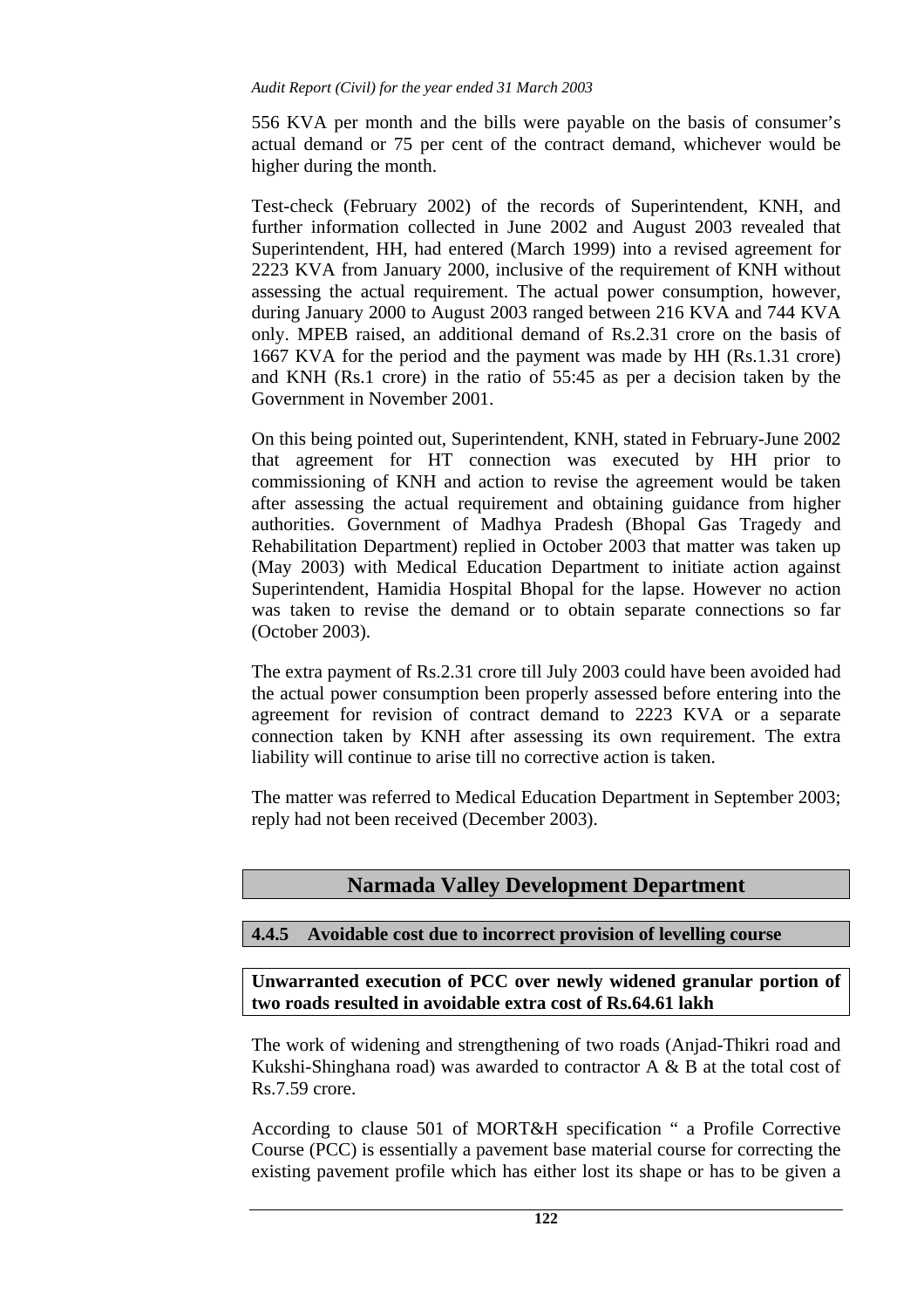556 KVA per month and the bills were payable on the basis of consumer's actual demand or 75 per cent of the contract demand, whichever would be higher during the month.

Test-check (February 2002) of the records of Superintendent, KNH, and further information collected in June 2002 and August 2003 revealed that Superintendent, HH, had entered (March 1999) into a revised agreement for 2223 KVA from January 2000, inclusive of the requirement of KNH without assessing the actual requirement. The actual power consumption, however, during January 2000 to August 2003 ranged between 216 KVA and 744 KVA only. MPEB raised, an additional demand of Rs.2.31 crore on the basis of 1667 KVA for the period and the payment was made by HH (Rs.1.31 crore) and KNH (Rs.1 crore) in the ratio of 55:45 as per a decision taken by the Government in November 2001.

On this being pointed out, Superintendent, KNH, stated in February-June 2002 that agreement for HT connection was executed by HH prior to commissioning of KNH and action to revise the agreement would be taken after assessing the actual requirement and obtaining guidance from higher authorities. Government of Madhya Pradesh (Bhopal Gas Tragedy and Rehabilitation Department) replied in October 2003 that matter was taken up (May 2003) with Medical Education Department to initiate action against Superintendent, Hamidia Hospital Bhopal for the lapse. However no action was taken to revise the demand or to obtain separate connections so far (October 2003).

The extra payment of Rs.2.31 crore till July 2003 could have been avoided had the actual power consumption been properly assessed before entering into the agreement for revision of contract demand to 2223 KVA or a separate connection taken by KNH after assessing its own requirement. The extra liability will continue to arise till no corrective action is taken.

The matter was referred to Medical Education Department in September 2003; reply had not been received (December 2003).

## Narmada Valley Development Department

### 4.4.5 Avoidable cost due to incorrect provision of levelling course

**Unwarranted execution of PCC over newly widened granular portion of two roads resulted in avoidable extra cost of Rs.64.61 lakh**

The work of widening and strengthening of two roads (Anjad-Thikri road and Kukshi-Shinghana road) was awarded to contractor A & B at the total cost of Rs.7.59 crore.

According to clause 501 of MORT&H specification " a Profile Corrective Course (PCC) is essentially a pavement base material course for correcting the existing pavement profile which has either lost its shape or has to be given a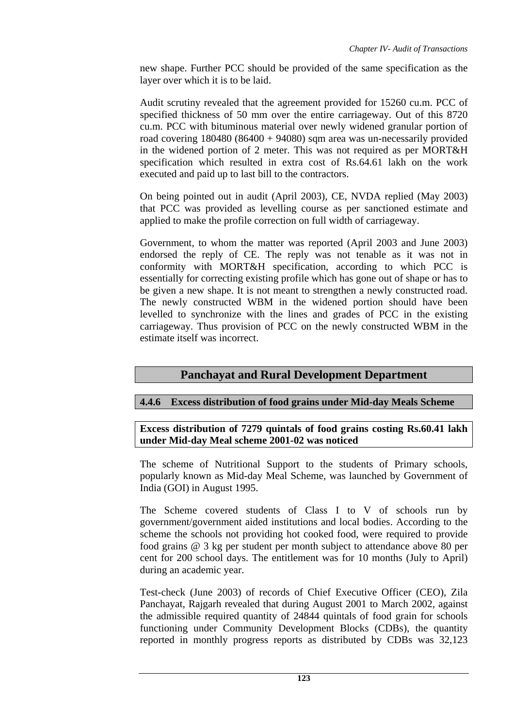new shape. Further PCC should be provided of the same specification as the layer over which it is to be laid.

Audit scrutiny revealed that the agreement provided for 15260 cu.m. PCC of specified thickness of 50 mm over the entire carriageway. Out of this 8720 cu.m. PCC with bituminous material over newly widened granular portion of road covering 180480 (86400 + 94080) sqm area was un-necessarily provided in the widened portion of 2 meter. This was not required as per MORT&H specification which resulted in extra cost of Rs.64.61 lakh on the work executed and paid up to last bill to the contractors.

On being pointed out in audit (April 2003), CE, NVDA replied (May 2003) that PCC was provided as levelling course as per sanctioned estimate and applied to make the profile correction on full width of carriageway.

Government, to whom the matter was reported (April 2003 and June 2003) endorsed the reply of CE. The reply was not tenable as it was not in conformity with MORT&H specification, according to which PCC is essentially for correcting existing profile which has gone out of shape or has to be given a new shape. It is not meant to strengthen a newly constructed road. The newly constructed WBM in the widened portion should have been levelled to synchronize with the lines and grades of PCC in the existing carriageway. Thus provision of PCC on the newly constructed WBM in the estimate itself was incorrect.

## Panchayat and Rural Development Department

### 4.4.6 Excess distribution of food grains under Mid-day Meals Scheme

**Excess distribution of 7279 quintals of food grains costing Rs.60.41 lakh under Mid-day Meal scheme 2001-02 was noticed**

The scheme of Nutritional Support to the students of Primary schools, popularly known as Mid-day Meal Scheme, was launched by Government of India (GOI) in August 1995.

The Scheme covered students of Class I to V of schools run by government/government aided institutions and local bodies. According to the scheme the schools not providing hot cooked food, were required to provide food grains @ 3 kg per student per month subject to attendance above 80 per cent for 200 school days. The entitlement was for 10 months (July to April) during an academic year.

Test-check (June 2003) of records of Chief Executive Officer (CEO), Zila Panchayat, Rajgarh revealed that during August 2001 to March 2002, against the admissible required quantity of 24844 quintals of food grain for schools functioning under Community Development Blocks (CDBs), the quantity reported in monthly progress reports as distributed by CDBs was 32,123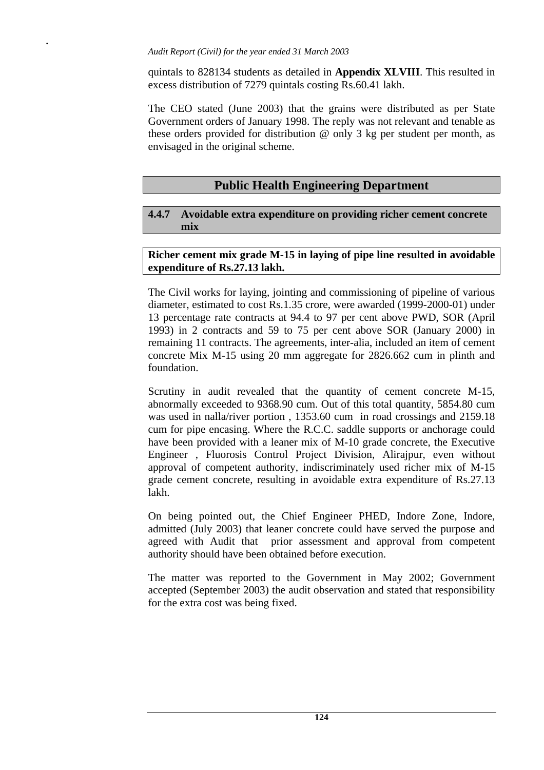quintals to 828134 students as detailed in **Appendix XLVIII**. This resulted in excess distribution of 7279 quintals costing Rs.60.41 lakh.

The CEO stated (June 2003) that the grains were distributed as per State Government orders of January 1998. The reply was not relevant and tenable as these orders provided for distribution @ only 3 kg per student per month, as envisaged in the original scheme.

## Public Health Engineering Department

### 4.4.7 Avoidable extra expenditure on providing richer cement concrete mix

**Richer cement mix grade M-15 in laying of pipe line resulted in avoidable expenditure of Rs.27.13 lakh.**

The Civil works for laying, jointing and commissioning of pipeline of various diameter, estimated to cost Rs.1.35 crore, were awarded (1999-2000-01) under 13 percentage rate contracts at 94.4 to 97 per cent above PWD, SOR (April 1993) in 2 contracts and 59 to 75 per cent above SOR (January 2000) in remaining 11 contracts. The agreements, inter-alia, included an item of cement concrete Mix M-15 using 20 mm aggregate for 2826.662 cum in plinth and foundation.

Scrutiny in audit revealed that the quantity of cement concrete M-15, abnormally exceeded to 9368.90 cum. Out of this total quantity, 5854.80 cum was used in nalla/river portion , 1353.60 cum in road crossings and 2159.18 cum for pipe encasing. Where the R.C.C. saddle supports or anchorage could have been provided with a leaner mix of M-10 grade concrete, the Executive Engineer , Fluorosis Control Project Division, Alirajpur, even without approval of competent authority, indiscriminately used richer mix of M-15 grade cement concrete, resulting in avoidable extra expenditure of Rs.27.13 lakh.

On being pointed out, the Chief Engineer PHED, Indore Zone, Indore, admitted (July 2003) that leaner concrete could have served the purpose and agreed with Audit that prior assessment and approval from competent authority should have been obtained before execution.

The matter was reported to the Government in May 2002; Government accepted (September 2003) the audit observation and stated that responsibility for the extra cost was being fixed.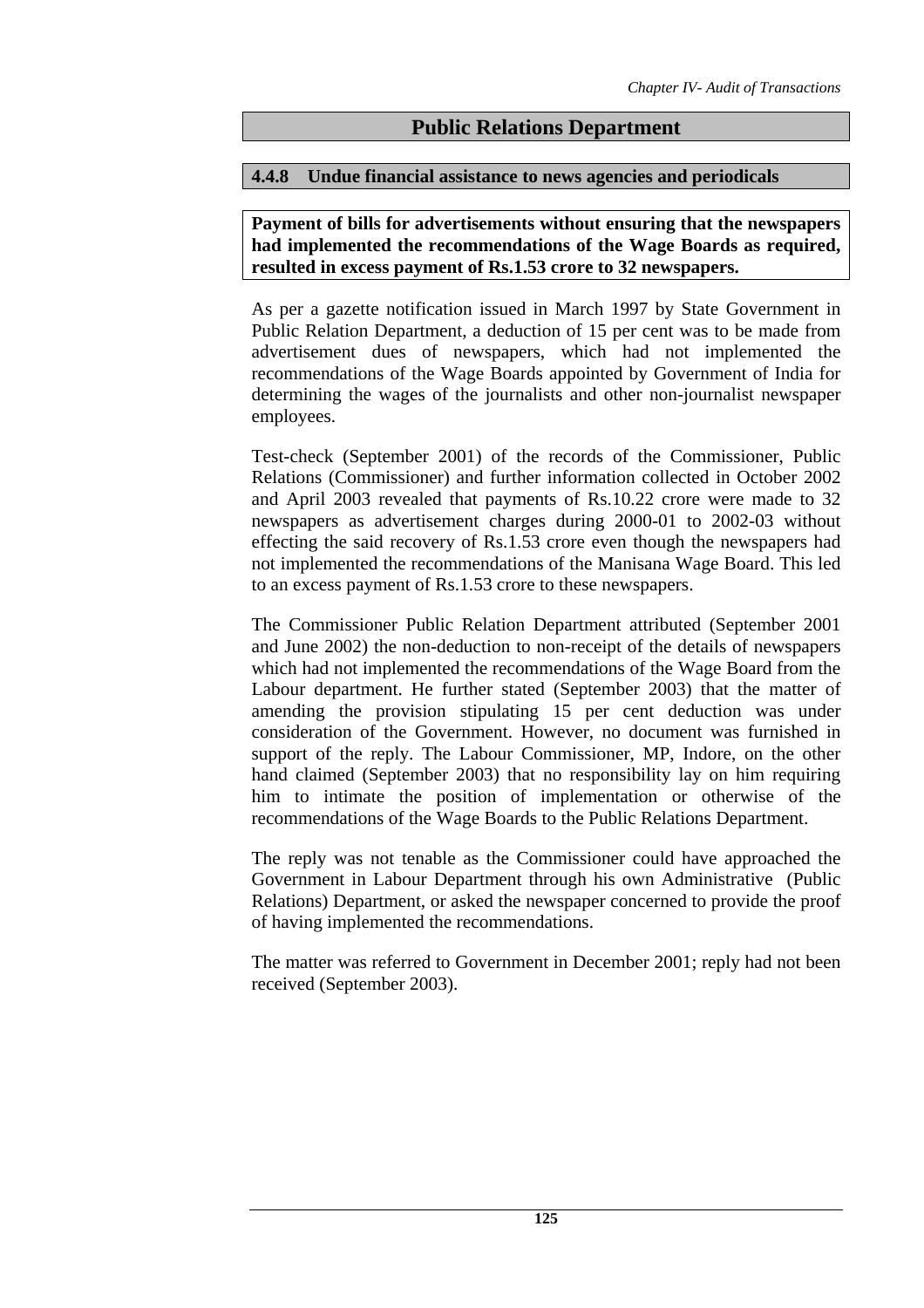## Public Relations Department

### 4.4.8 Undue financial assistance to news agencies and periodicals

**Payment of bills for advertisements without ensuring that the newspapers had implemented the recommendations of the Wage Boards as required, resulted in excess payment of Rs.1.53 crore to 32 newspapers.**

As per a gazette notification issued in March 1997 by State Government in Public Relation Department, a deduction of 15 per cent was to be made from advertisement dues of newspapers, which had not implemented the recommendations of the Wage Boards appointed by Government of India for determining the wages of the journalists and other non-journalist newspaper employees.

Test-check (September 2001) of the records of the Commissioner, Public Relations (Commissioner) and further information collected in October 2002 and April 2003 revealed that payments of Rs.10.22 crore were made to 32 newspapers as advertisement charges during 2000-01 to 2002-03 without effecting the said recovery of Rs.1.53 crore even though the newspapers had not implemented the recommendations of the Manisana Wage Board. This led to an excess payment of Rs.1.53 crore to these newspapers.

The Commissioner Public Relation Department attributed (September 2001 and June 2002) the non-deduction to non-receipt of the details of newspapers which had not implemented the recommendations of the Wage Board from the Labour department. He further stated (September 2003) that the matter of amending the provision stipulating 15 per cent deduction was under consideration of the Government. However, no document was furnished in support of the reply. The Labour Commissioner, MP, Indore, on the other hand claimed (September 2003) that no responsibility lay on him requiring him to intimate the position of implementation or otherwise of the recommendations of the Wage Boards to the Public Relations Department.

The reply was not tenable as the Commissioner could have approached the Government in Labour Department through his own Administrative (Public Relations) Department, or asked the newspaper concerned to provide the proof of having implemented the recommendations.

The matter was referred to Government in December 2001; reply had not been received (September 2003).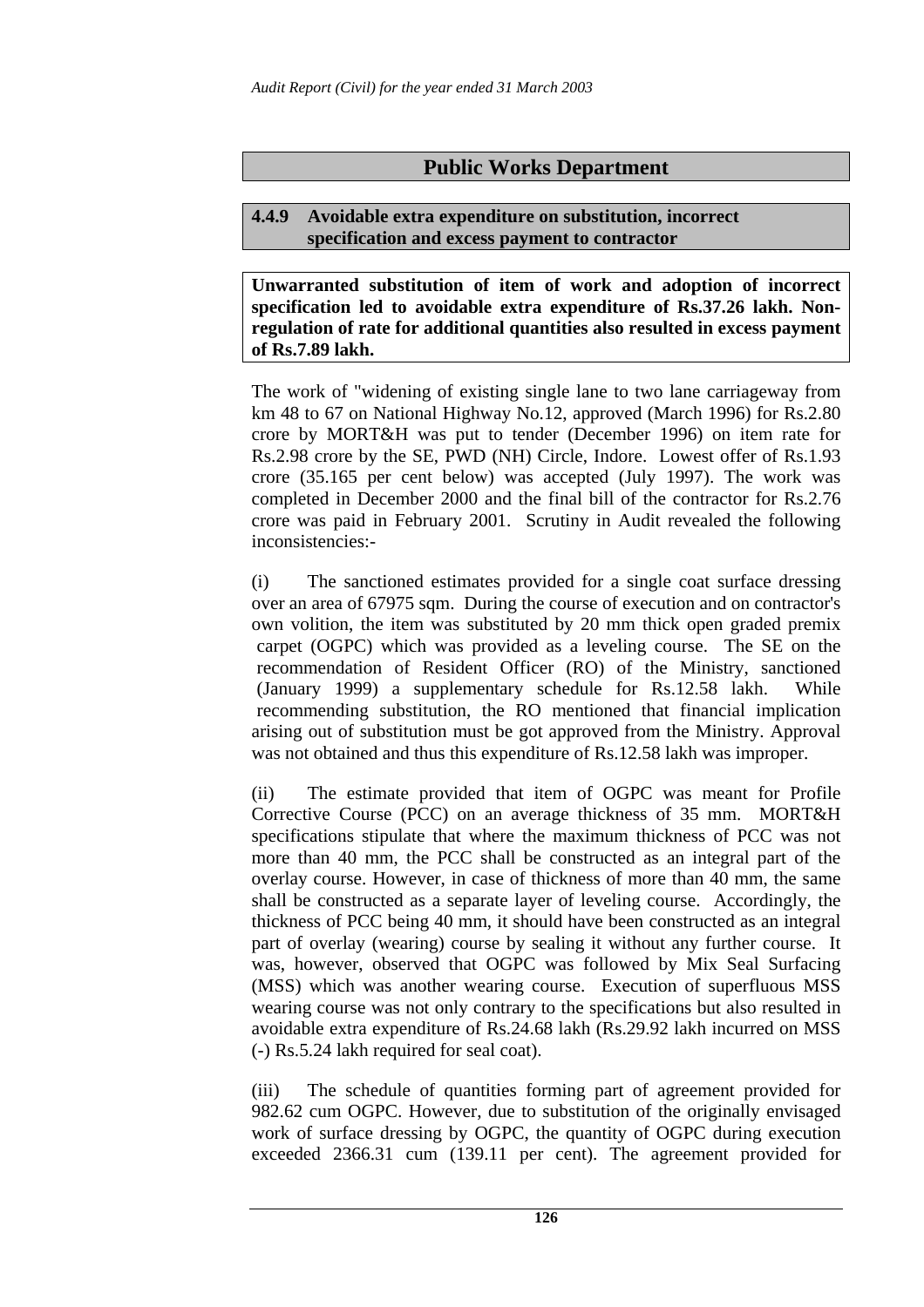## Public Works Department

### 4.4.9 Avoidable extra expenditure on substitution, incorrect specification and excess payment to contractor

**Unwarranted substitution of item of work and adoption of incorrect specification led to avoidable extra expenditure of Rs.37.26 lakh. Non-regulation of rate for additional quantities also resulted in excess payment of Rs.7.89 lakh.**

The work of "widening of existing single lane to two lane carriageway from km 48 to 67 on National Highway No.12, approved (March 1996) for Rs.2.80 crore by MORT&H was put to tender (December 1996) on item rate for Rs.2.98 crore by the SE, PWD (NH) Circle, Indore. Lowest offer of Rs.1.93 crore (35.165 per cent below) was accepted (July 1997). The work was completed in December 2000 and the final bill of the contractor for Rs.2.76 crore was paid in February 2001. Scrutiny in Audit revealed the following inconsistencies:-

(i) The sanctioned estimates provided for a single coat surface dressing over an area of 67975 sqm. During the course of execution and on contractor's own volition, the item was substituted by 20 mm thick open graded premix carpet (OGPC) which was provided as a leveling course. The SE on the recommendation of Resident Officer (RO) of the Ministry, sanctioned (January 1999) a supplementary schedule for Rs.12.58 lakh. While recommending substitution, the RO mentioned that financial implication arising out of substitution must be got approved from the Ministry. Approval was not obtained and thus this expenditure of Rs.12.58 lakh was improper.

(ii) The estimate provided that item of OGPC was meant for Profile Corrective Course (PCC) on an average thickness of 35 mm. MORT&H specifications stipulate that where the maximum thickness of PCC was not more than 40 mm, the PCC shall be constructed as an integral part of the overlay course. However, in case of thickness of more than 40 mm, the same shall be constructed as a separate layer of leveling course. Accordingly, the thickness of PCC being 40 mm, it should have been constructed as an integral part of overlay (wearing) course by sealing it without any further course. It was, however, observed that OGPC was followed by Mix Seal Surfacing (MSS) which was another wearing course. Execution of superfluous MSS wearing course was not only contrary to the specifications but also resulted in avoidable extra expenditure of Rs.24.68 lakh (Rs.29.92 lakh incurred on MSS (-) Rs.5.24 lakh required for seal coat).

(iii) The schedule of quantities forming part of agreement provided for 982.62 cum OGPC. However, due to substitution of the originally envisaged work of surface dressing by OGPC, the quantity of OGPC during execution exceeded 2366.31 cum (139.11 per cent). The agreement provided for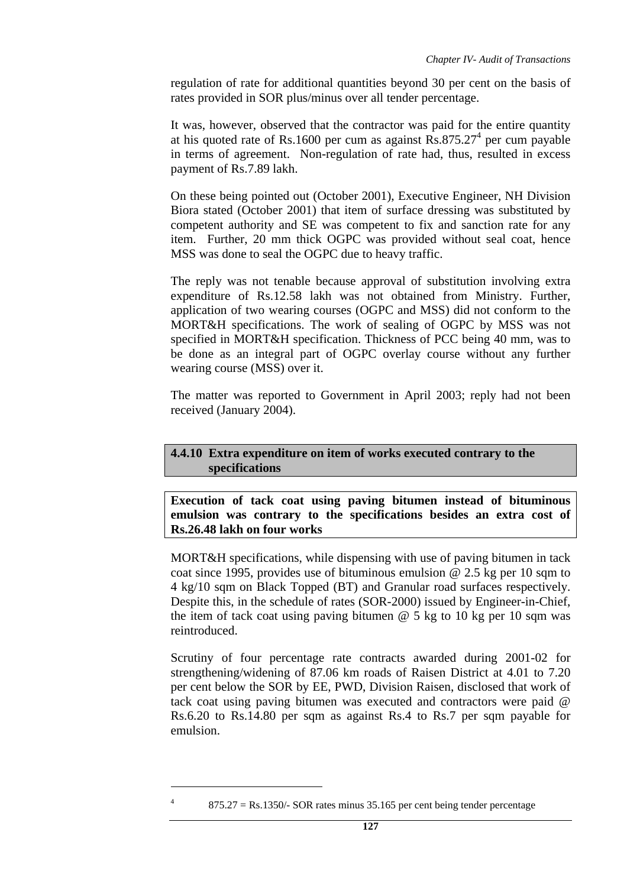regulation of rate for additional quantities beyond 30 per cent on the basis of rates provided in SOR plus/minus over all tender percentage.

It was, however, observed that the contractor was paid for the entire quantity at his quoted rate of Rs.1600 per cum as against Rs.875.27[4] per cum payable in terms of agreement. Non-regulation of rate had, thus, resulted in excess payment of Rs.7.89 lakh.

On these being pointed out (October 2001), Executive Engineer, NH Division Biora stated (October 2001) that item of surface dressing was substituted by competent authority and SE was competent to fix and sanction rate for any item. Further, 20 mm thick OGPC was provided without seal coat, hence MSS was done to seal the OGPC due to heavy traffic.

The reply was not tenable because approval of substitution involving extra expenditure of Rs.12.58 lakh was not obtained from Ministry. Further, application of two wearing courses (OGPC and MSS) did not conform to the MORT&H specifications. The work of sealing of OGPC by MSS was not specified in MORT&H specification. Thickness of PCC being 40 mm, was to be done as an integral part of OGPC overlay course without any further wearing course (MSS) over it.

The matter was reported to Government in April 2003; reply had not been received (January 2004).

### 4.4.10 Extra expenditure on item of works executed contrary to the specifications

**Execution of tack coat using paving bitumen instead of bituminous emulsion was contrary to the specifications besides an extra cost of Rs.26.48 lakh on four works**

MORT&H specifications, while dispensing with use of paving bitumen in tack coat since 1995, provides use of bituminous emulsion @ 2.5 kg per 10 sqm to 4 kg/10 sqm on Black Topped (BT) and Granular road surfaces respectively. Despite this, in the schedule of rates (SOR-2000) issued by Engineer-in-Chief, the item of tack coat using paving bitumen @ 5 kg to 10 kg per 10 sqm was reintroduced.

Scrutiny of four percentage rate contracts awarded during 2001-02 for strengthening/widening of 87.06 km roads of Raisen District at 4.01 to 7.20 per cent below the SOR by EE, PWD, Division Raisen, disclosed that work of tack coat using paving bitumen was executed and contractors were paid @ Rs.6.20 to Rs.14.80 per sqm as against Rs.4 to Rs.7 per sqm payable for emulsion.

---

[4] 875.27 = Rs.1350/- SOR rates minus 35.165 per cent being tender percentage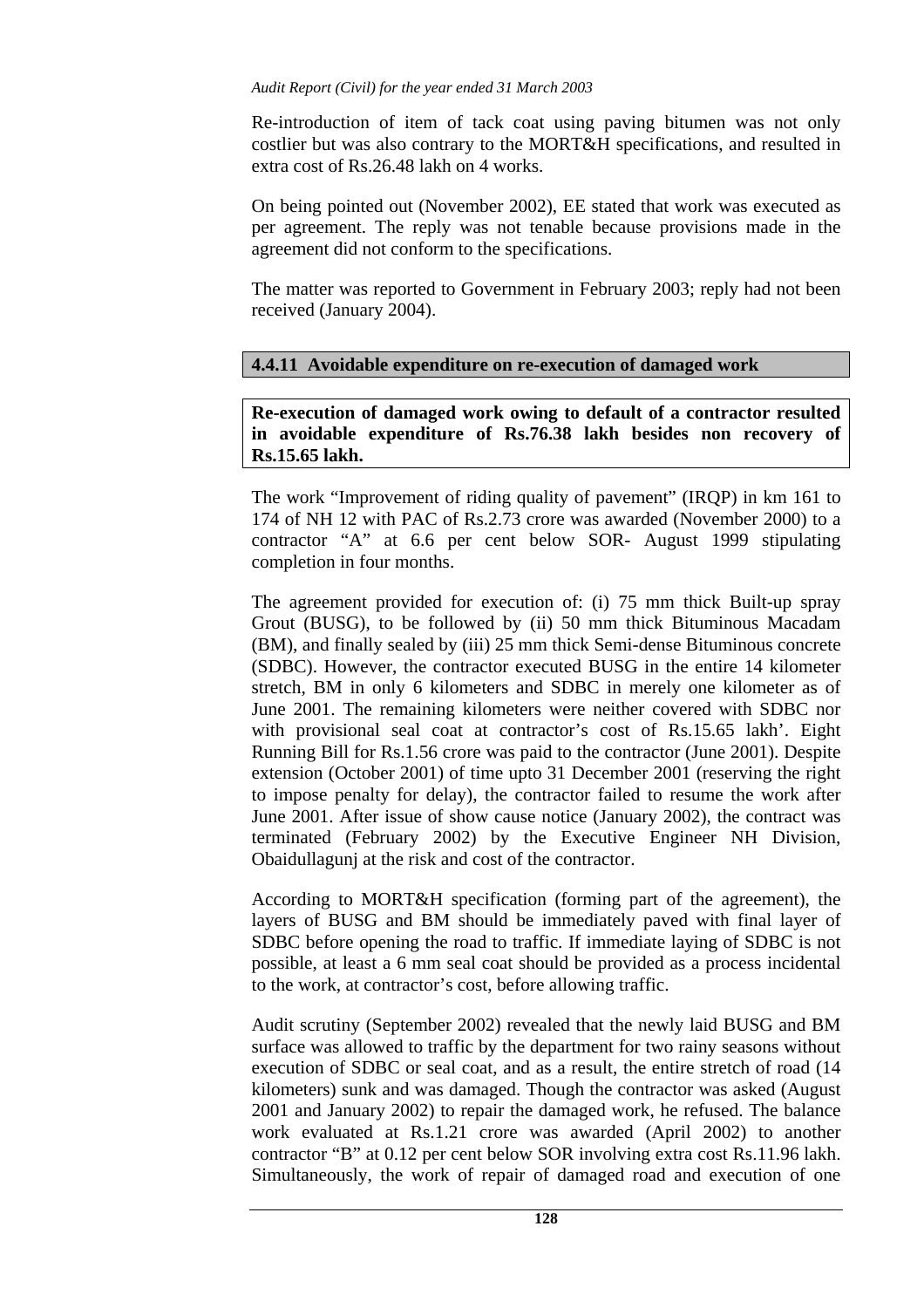Re-introduction of item of tack coat using paving bitumen was not only costlier but was also contrary to the MORT&H specifications, and resulted in extra cost of Rs.26.48 lakh on 4 works.

On being pointed out (November 2002), EE stated that work was executed as per agreement. The reply was not tenable because provisions made in the agreement did not conform to the specifications.

The matter was reported to Government in February 2003; reply had not been received (January 2004).

#### 4.4.11 Avoidable expenditure on re-execution of damaged work

**Re-execution of damaged work owing to default of a contractor resulted in avoidable expenditure of Rs.76.38 lakh besides non recovery of Rs.15.65 lakh.**

The work "Improvement of riding quality of pavement" (IRQP) in km 161 to 174 of NH 12 with PAC of Rs.2.73 crore was awarded (November 2000) to a contractor "A" at 6.6 per cent below SOR- August 1999 stipulating completion in four months.

The agreement provided for execution of: (i) 75 mm thick Built-up spray Grout (BUSG), to be followed by (ii) 50 mm thick Bituminous Macadam (BM), and finally sealed by (iii) 25 mm thick Semi-dense Bituminous concrete (SDBC). However, the contractor executed BUSG in the entire 14 kilometer stretch, BM in only 6 kilometers and SDBC in merely one kilometer as of June 2001. The remaining kilometers were neither covered with SDBC nor with provisional seal coat at contractor's cost of Rs.15.65 lakh'. Eight Running Bill for Rs.1.56 crore was paid to the contractor (June 2001). Despite extension (October 2001) of time upto 31 December 2001 (reserving the right to impose penalty for delay), the contractor failed to resume the work after June 2001. After issue of show cause notice (January 2002), the contract was terminated (February 2002) by the Executive Engineer NH Division, Obaidullagunj at the risk and cost of the contractor.

According to MORT&H specification (forming part of the agreement), the layers of BUSG and BM should be immediately paved with final layer of SDBC before opening the road to traffic. If immediate laying of SDBC is not possible, at least a 6 mm seal coat should be provided as a process incidental to the work, at contractor's cost, before allowing traffic.

Audit scrutiny (September 2002) revealed that the newly laid BUSG and BM surface was allowed to traffic by the department for two rainy seasons without execution of SDBC or seal coat, and as a result, the entire stretch of road (14 kilometers) sunk and was damaged. Though the contractor was asked (August 2001 and January 2002) to repair the damaged work, he refused. The balance work evaluated at Rs.1.21 crore was awarded (April 2002) to another contractor "B" at 0.12 per cent below SOR involving extra cost Rs.11.96 lakh. Simultaneously, the work of repair of damaged road and execution of one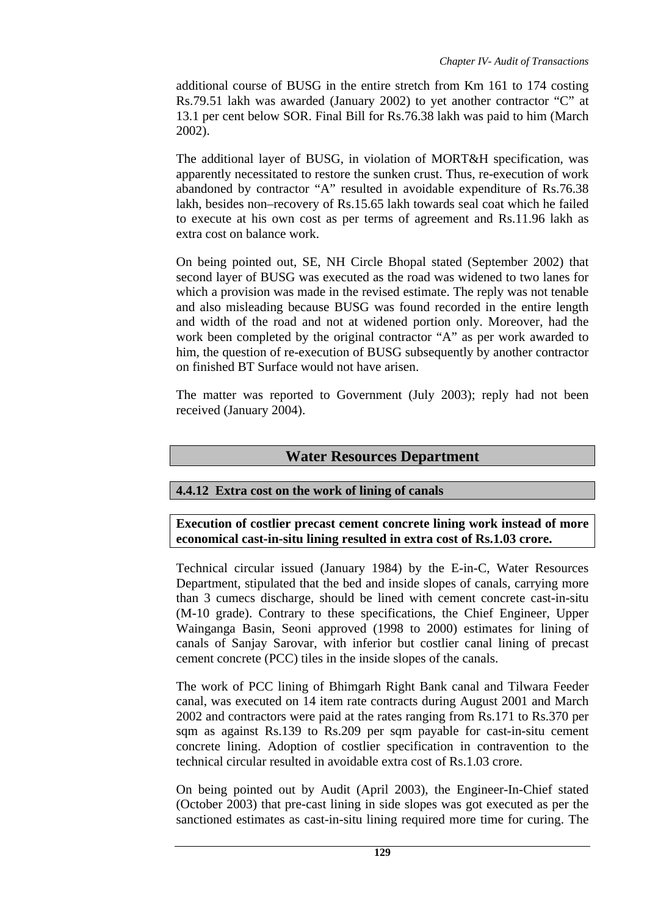additional course of BUSG in the entire stretch from Km 161 to 174 costing Rs.79.51 lakh was awarded (January 2002) to yet another contractor "C" at 13.1 per cent below SOR. Final Bill for Rs.76.38 lakh was paid to him (March 2002).

The additional layer of BUSG, in violation of MORT&H specification, was apparently necessitated to restore the sunken crust. Thus, re-execution of work abandoned by contractor "A" resulted in avoidable expenditure of Rs.76.38 lakh, besides non–recovery of Rs.15.65 lakh towards seal coat which he failed to execute at his own cost as per terms of agreement and Rs.11.96 lakh as extra cost on balance work.

On being pointed out, SE, NH Circle Bhopal stated (September 2002) that second layer of BUSG was executed as the road was widened to two lanes for which a provision was made in the revised estimate. The reply was not tenable and also misleading because BUSG was found recorded in the entire length and width of the road and not at widened portion only. Moreover, had the work been completed by the original contractor "A" as per work awarded to him, the question of re-execution of BUSG subsequently by another contractor on finished BT Surface would not have arisen.

The matter was reported to Government (July 2003); reply had not been received (January 2004).

## Water Resources Department

### 4.4.12 Extra cost on the work of lining of canals

**Execution of costlier precast cement concrete lining work instead of more economical cast-in-situ lining resulted in extra cost of Rs.1.03 crore.**

Technical circular issued (January 1984) by the E-in-C, Water Resources Department, stipulated that the bed and inside slopes of canals, carrying more than 3 cumecs discharge, should be lined with cement concrete cast-in-situ (M-10 grade). Contrary to these specifications, the Chief Engineer, Upper Wainganga Basin, Seoni approved (1998 to 2000) estimates for lining of canals of Sanjay Sarovar, with inferior but costlier canal lining of precast cement concrete (PCC) tiles in the inside slopes of the canals.

The work of PCC lining of Bhimgarh Right Bank canal and Tilwara Feeder canal, was executed on 14 item rate contracts during August 2001 and March 2002 and contractors were paid at the rates ranging from Rs.171 to Rs.370 per sqm as against Rs.139 to Rs.209 per sqm payable for cast-in-situ cement concrete lining. Adoption of costlier specification in contravention to the technical circular resulted in avoidable extra cost of Rs.1.03 crore.

On being pointed out by Audit (April 2003), the Engineer-In-Chief stated (October 2003) that pre-cast lining in side slopes was got executed as per the sanctioned estimates as cast-in-situ lining required more time for curing. The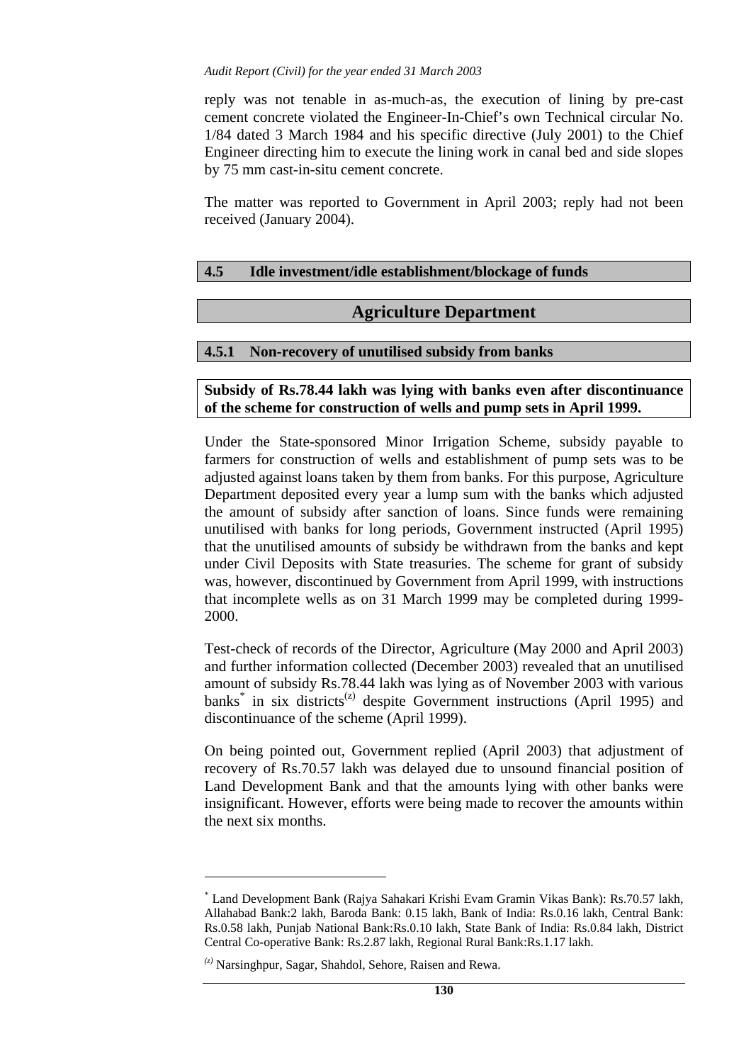reply was not tenable in as-much-as, the execution of lining by pre-cast cement concrete violated the Engineer-In-Chief's own Technical circular No. 1/84 dated 3 March 1984 and his specific directive (July 2001) to the Chief Engineer directing him to execute the lining work in canal bed and side slopes by 75 mm cast-in-situ cement concrete.

The matter was reported to Government in April 2003; reply had not been received (January 2004).

## 4.5 Idle investment/idle establishment/blockage of funds

## Agriculture Department

### 4.5.1 Non-recovery of unutilised subsidy from banks

**Subsidy of Rs.78.44 lakh was lying with banks even after discontinuance of the scheme for construction of wells and pump sets in April 1999.**

Under the State-sponsored Minor Irrigation Scheme, subsidy payable to farmers for construction of wells and establishment of pump sets was to be adjusted against loans taken by them from banks. For this purpose, Agriculture Department deposited every year a lump sum with the banks which adjusted the amount of subsidy after sanction of loans. Since funds were remaining unutilised with banks for long periods, Government instructed (April 1995) that the unutilised amounts of subsidy be withdrawn from the banks and kept under Civil Deposits with State treasuries. The scheme for grant of subsidy was, however, discontinued by Government from April 1999, with instructions that incomplete wells as on 31 March 1999 may be completed during 1999-2000.

Test-check of records of the Director, Agriculture (May 2000 and April 2003) and further information collected (December 2003) revealed that an unutilised amount of subsidy Rs.78.44 lakh was lying as of November 2003 with various banks[*] in six districts[(z)] despite Government instructions (April 1995) and discontinuance of the scheme (April 1999).

On being pointed out, Government replied (April 2003) that adjustment of recovery of Rs.70.57 lakh was delayed due to unsound financial position of Land Development Bank and that the amounts lying with other banks were insignificant. However, efforts were being made to recover the amounts within the next six months.

---

[*] Land Development Bank (Rajya Sahakari Krishi Evam Gramin Vikas Bank): Rs.70.57 lakh, Allahabad Bank:2 lakh, Baroda Bank: 0.15 lakh, Bank of India: Rs.0.16 lakh, Central Bank: Rs.0.58 lakh, Punjab National Bank:Rs.0.10 lakh, State Bank of India: Rs.0.84 lakh, District Central Co-operative Bank: Rs.2.87 lakh, Regional Rural Bank:Rs.1.17 lakh.

[(z)] Narsinghpur, Sagar, Shahdol, Sehore, Raisen and Rewa.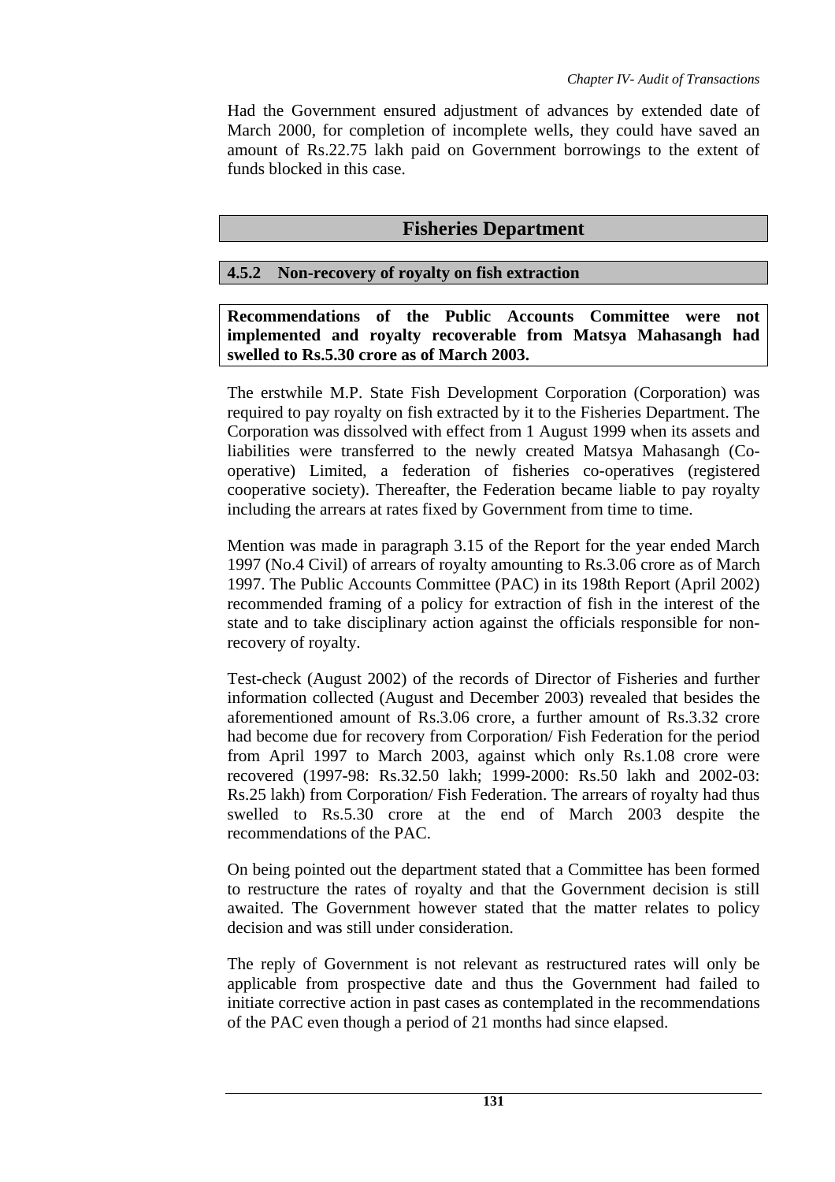Had the Government ensured adjustment of advances by extended date of March 2000, for completion of incomplete wells, they could have saved an amount of Rs.22.75 lakh paid on Government borrowings to the extent of funds blocked in this case.

## Fisheries Department

### 4.5.2 Non-recovery of royalty on fish extraction

**Recommendations of the Public Accounts Committee were not implemented and royalty recoverable from Matsya Mahasangh had swelled to Rs.5.30 crore as of March 2003.**

The erstwhile M.P. State Fish Development Corporation (Corporation) was required to pay royalty on fish extracted by it to the Fisheries Department. The Corporation was dissolved with effect from 1 August 1999 when its assets and liabilities were transferred to the newly created Matsya Mahasangh (Co-operative) Limited, a federation of fisheries co-operatives (registered cooperative society). Thereafter, the Federation became liable to pay royalty including the arrears at rates fixed by Government from time to time.

Mention was made in paragraph 3.15 of the Report for the year ended March 1997 (No.4 Civil) of arrears of royalty amounting to Rs.3.06 crore as of March 1997. The Public Accounts Committee (PAC) in its 198th Report (April 2002) recommended framing of a policy for extraction of fish in the interest of the state and to take disciplinary action against the officials responsible for non-recovery of royalty.

Test-check (August 2002) of the records of Director of Fisheries and further information collected (August and December 2003) revealed that besides the aforementioned amount of Rs.3.06 crore, a further amount of Rs.3.32 crore had become due for recovery from Corporation/ Fish Federation for the period from April 1997 to March 2003, against which only Rs.1.08 crore were recovered (1997-98: Rs.32.50 lakh; 1999-2000: Rs.50 lakh and 2002-03: Rs.25 lakh) from Corporation/ Fish Federation. The arrears of royalty had thus swelled to Rs.5.30 crore at the end of March 2003 despite the recommendations of the PAC.

On being pointed out the department stated that a Committee has been formed to restructure the rates of royalty and that the Government decision is still awaited. The Government however stated that the matter relates to policy decision and was still under consideration.

The reply of Government is not relevant as restructured rates will only be applicable from prospective date and thus the Government had failed to initiate corrective action in past cases as contemplated in the recommendations of the PAC even though a period of 21 months had since elapsed.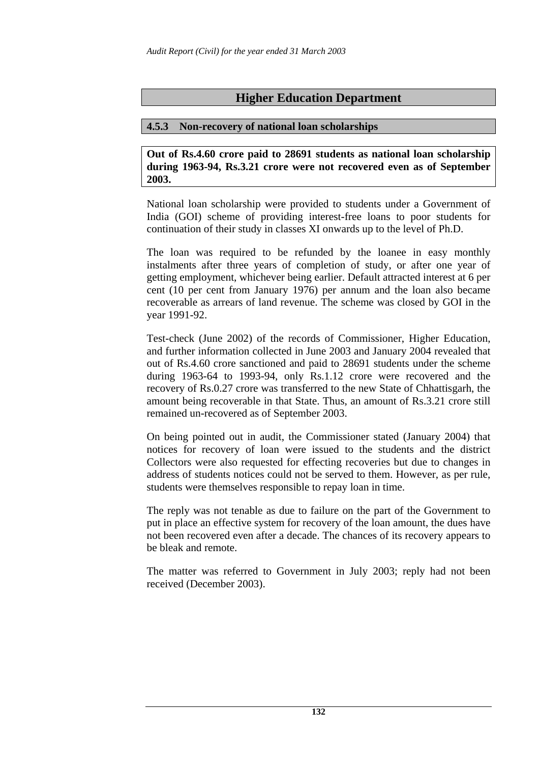## Higher Education Department

### 4.5.3 Non-recovery of national loan scholarships

**Out of Rs.4.60 crore paid to 28691 students as national loan scholarship during 1963-94, Rs.3.21 crore were not recovered even as of September 2003.**

National loan scholarship were provided to students under a Government of India (GOI) scheme of providing interest-free loans to poor students for continuation of their study in classes XI onwards up to the level of Ph.D.

The loan was required to be refunded by the loanee in easy monthly instalments after three years of completion of study, or after one year of getting employment, whichever being earlier. Default attracted interest at 6 per cent (10 per cent from January 1976) per annum and the loan also became recoverable as arrears of land revenue. The scheme was closed by GOI in the year 1991-92.

Test-check (June 2002) of the records of Commissioner, Higher Education, and further information collected in June 2003 and January 2004 revealed that out of Rs.4.60 crore sanctioned and paid to 28691 students under the scheme during 1963-64 to 1993-94, only Rs.1.12 crore were recovered and the recovery of Rs.0.27 crore was transferred to the new State of Chhattisgarh, the amount being recoverable in that State. Thus, an amount of Rs.3.21 crore still remained un-recovered as of September 2003.

On being pointed out in audit, the Commissioner stated (January 2004) that notices for recovery of loan were issued to the students and the district Collectors were also requested for effecting recoveries but due to changes in address of students notices could not be served to them. However, as per rule, students were themselves responsible to repay loan in time.

The reply was not tenable as due to failure on the part of the Government to put in place an effective system for recovery of the loan amount, the dues have not been recovered even after a decade. The chances of its recovery appears to be bleak and remote.

The matter was referred to Government in July 2003; reply had not been received (December 2003).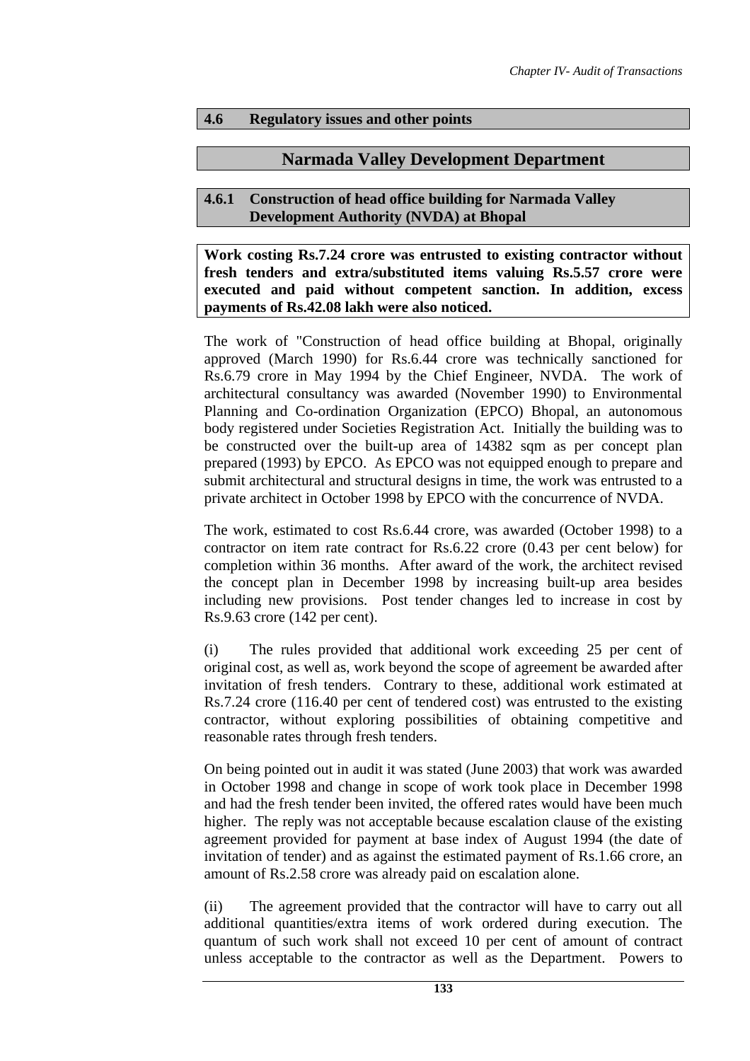## 4.6 Regulatory issues and other points

## Narmada Valley Development Department

### 4.6.1 Construction of head office building for Narmada Valley Development Authority (NVDA) at Bhopal

**Work costing Rs.7.24 crore was entrusted to existing contractor without fresh tenders and extra/substituted items valuing Rs.5.57 crore were executed and paid without competent sanction. In addition, excess payments of Rs.42.08 lakh were also noticed.**

The work of "Construction of head office building at Bhopal, originally approved (March 1990) for Rs.6.44 crore was technically sanctioned for Rs.6.79 crore in May 1994 by the Chief Engineer, NVDA. The work of architectural consultancy was awarded (November 1990) to Environmental Planning and Co-ordination Organization (EPCO) Bhopal, an autonomous body registered under Societies Registration Act. Initially the building was to be constructed over the built-up area of 14382 sqm as per concept plan prepared (1993) by EPCO. As EPCO was not equipped enough to prepare and submit architectural and structural designs in time, the work was entrusted to a private architect in October 1998 by EPCO with the concurrence of NVDA.

The work, estimated to cost Rs.6.44 crore, was awarded (October 1998) to a contractor on item rate contract for Rs.6.22 crore (0.43 per cent below) for completion within 36 months. After award of the work, the architect revised the concept plan in December 1998 by increasing built-up area besides including new provisions. Post tender changes led to increase in cost by Rs.9.63 crore (142 per cent).

(i) The rules provided that additional work exceeding 25 per cent of original cost, as well as, work beyond the scope of agreement be awarded after invitation of fresh tenders. Contrary to these, additional work estimated at Rs.7.24 crore (116.40 per cent of tendered cost) was entrusted to the existing contractor, without exploring possibilities of obtaining competitive and reasonable rates through fresh tenders.

On being pointed out in audit it was stated (June 2003) that work was awarded in October 1998 and change in scope of work took place in December 1998 and had the fresh tender been invited, the offered rates would have been much higher. The reply was not acceptable because escalation clause of the existing agreement provided for payment at base index of August 1994 (the date of invitation of tender) and as against the estimated payment of Rs.1.66 crore, an amount of Rs.2.58 crore was already paid on escalation alone.

(ii) The agreement provided that the contractor will have to carry out all additional quantities/extra items of work ordered during execution. The quantum of such work shall not exceed 10 per cent of amount of contract unless acceptable to the contractor as well as the Department. Powers to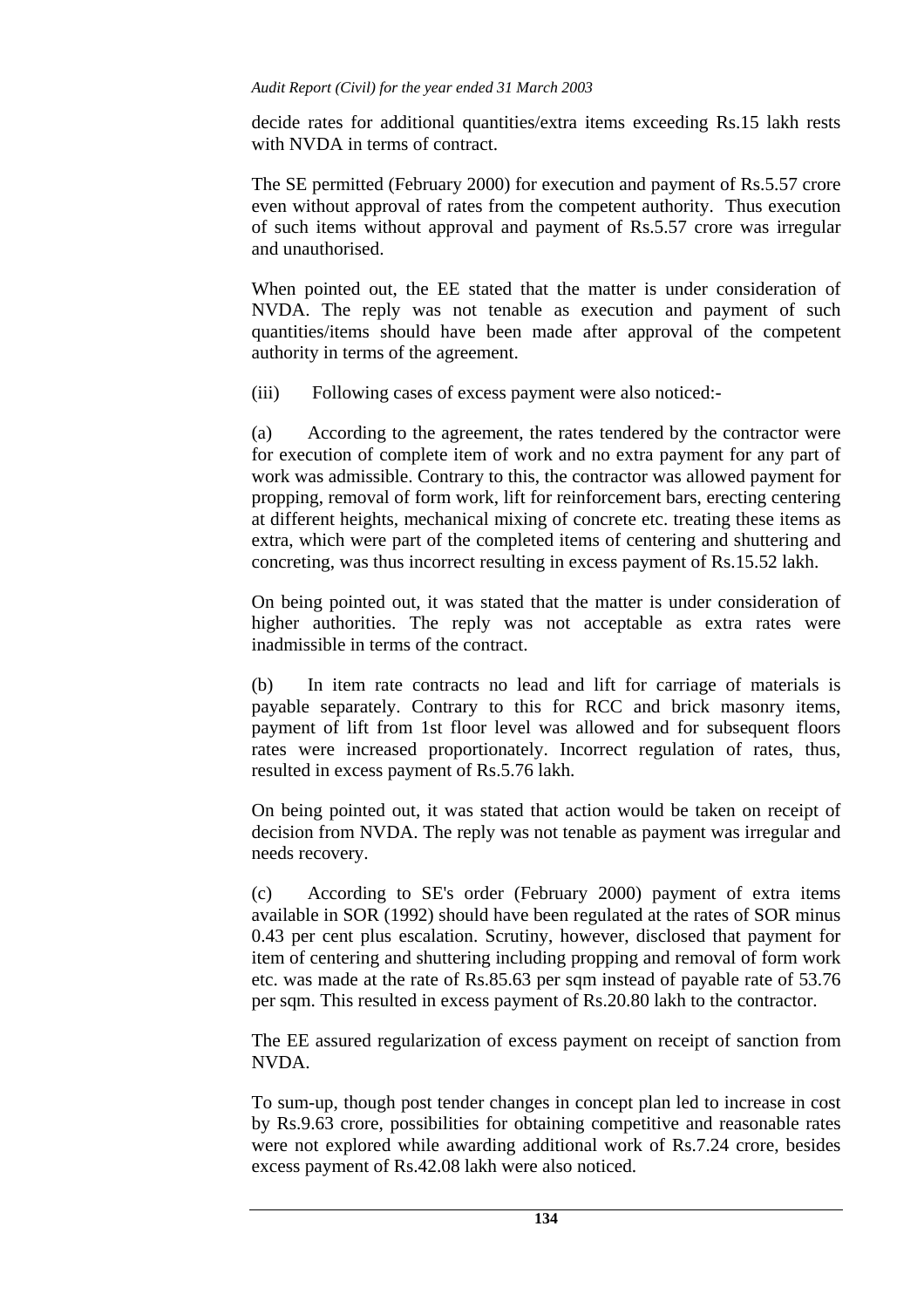decide rates for additional quantities/extra items exceeding Rs.15 lakh rests with NVDA in terms of contract.

The SE permitted (February 2000) for execution and payment of Rs.5.57 crore even without approval of rates from the competent authority. Thus execution of such items without approval and payment of Rs.5.57 crore was irregular and unauthorised.

When pointed out, the EE stated that the matter is under consideration of NVDA. The reply was not tenable as execution and payment of such quantities/items should have been made after approval of the competent authority in terms of the agreement.

(iii) Following cases of excess payment were also noticed:-

(a) According to the agreement, the rates tendered by the contractor were for execution of complete item of work and no extra payment for any part of work was admissible. Contrary to this, the contractor was allowed payment for propping, removal of form work, lift for reinforcement bars, erecting centering at different heights, mechanical mixing of concrete etc. treating these items as extra, which were part of the completed items of centering and shuttering and concreting, was thus incorrect resulting in excess payment of Rs.15.52 lakh.

On being pointed out, it was stated that the matter is under consideration of higher authorities. The reply was not acceptable as extra rates were inadmissible in terms of the contract.

(b) In item rate contracts no lead and lift for carriage of materials is payable separately. Contrary to this for RCC and brick masonry items, payment of lift from 1st floor level was allowed and for subsequent floors rates were increased proportionately. Incorrect regulation of rates, thus, resulted in excess payment of Rs.5.76 lakh.

On being pointed out, it was stated that action would be taken on receipt of decision from NVDA. The reply was not tenable as payment was irregular and needs recovery.

(c) According to SE's order (February 2000) payment of extra items available in SOR (1992) should have been regulated at the rates of SOR minus 0.43 per cent plus escalation. Scrutiny, however, disclosed that payment for item of centering and shuttering including propping and removal of form work etc. was made at the rate of Rs.85.63 per sqm instead of payable rate of 53.76 per sqm. This resulted in excess payment of Rs.20.80 lakh to the contractor.

The EE assured regularization of excess payment on receipt of sanction from NVDA.

To sum-up, though post tender changes in concept plan led to increase in cost by Rs.9.63 crore, possibilities for obtaining competitive and reasonable rates were not explored while awarding additional work of Rs.7.24 crore, besides excess payment of Rs.42.08 lakh were also noticed.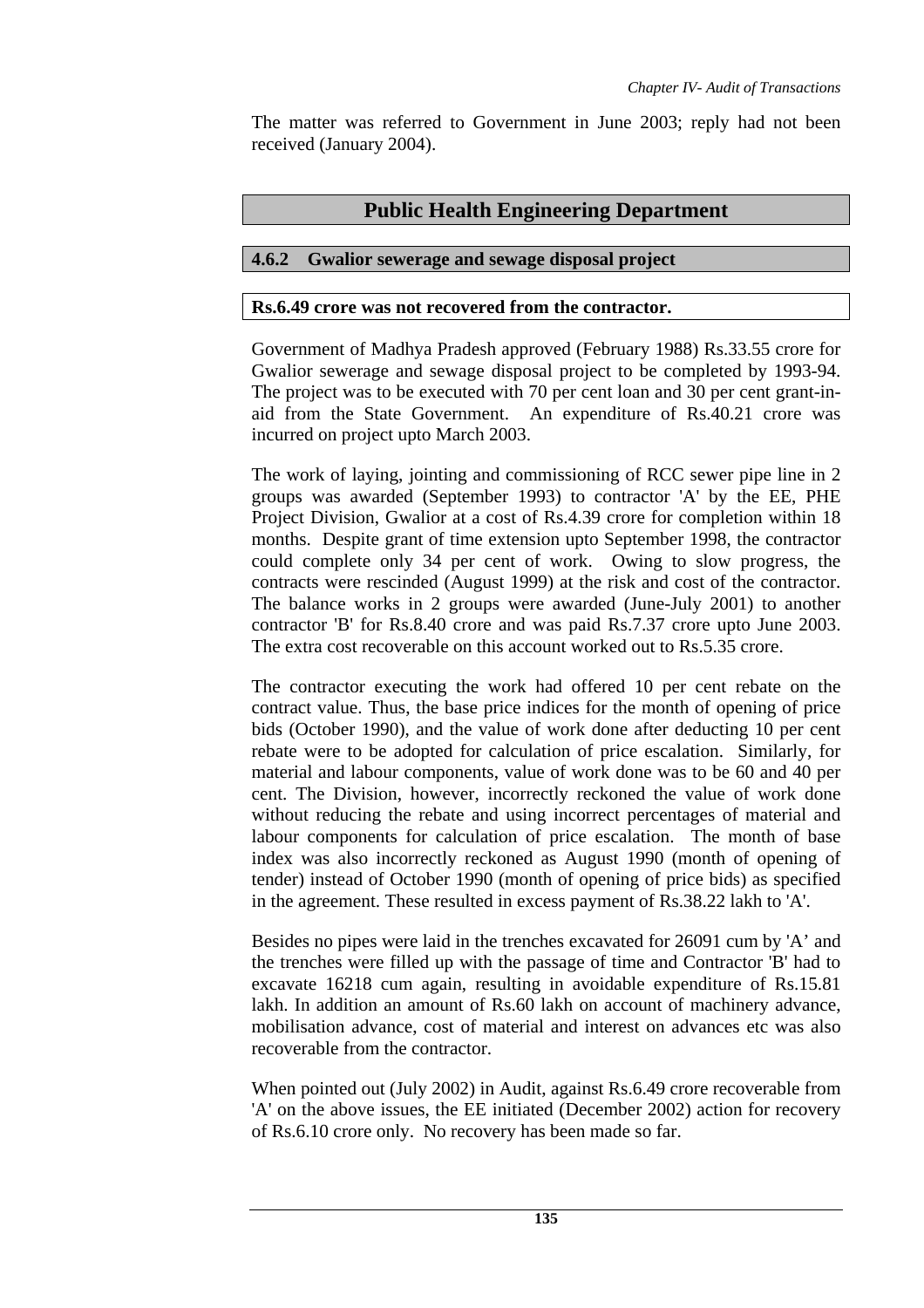The matter was referred to Government in June 2003; reply had not been received (January 2004).

## Public Health Engineering Department

### 4.6.2 Gwalior sewerage and sewage disposal project

**Rs.6.49 crore was not recovered from the contractor.**

Government of Madhya Pradesh approved (February 1988) Rs.33.55 crore for Gwalior sewerage and sewage disposal project to be completed by 1993-94. The project was to be executed with 70 per cent loan and 30 per cent grant-in-aid from the State Government. An expenditure of Rs.40.21 crore was incurred on project upto March 2003.

The work of laying, jointing and commissioning of RCC sewer pipe line in 2 groups was awarded (September 1993) to contractor 'A' by the EE, PHE Project Division, Gwalior at a cost of Rs.4.39 crore for completion within 18 months. Despite grant of time extension upto September 1998, the contractor could complete only 34 per cent of work. Owing to slow progress, the contracts were rescinded (August 1999) at the risk and cost of the contractor. The balance works in 2 groups were awarded (June-July 2001) to another contractor 'B' for Rs.8.40 crore and was paid Rs.7.37 crore upto June 2003. The extra cost recoverable on this account worked out to Rs.5.35 crore.

The contractor executing the work had offered 10 per cent rebate on the contract value. Thus, the base price indices for the month of opening of price bids (October 1990), and the value of work done after deducting 10 per cent rebate were to be adopted for calculation of price escalation. Similarly, for material and labour components, value of work done was to be 60 and 40 per cent. The Division, however, incorrectly reckoned the value of work done without reducing the rebate and using incorrect percentages of material and labour components for calculation of price escalation. The month of base index was also incorrectly reckoned as August 1990 (month of opening of tender) instead of October 1990 (month of opening of price bids) as specified in the agreement. These resulted in excess payment of Rs.38.22 lakh to 'A'.

Besides no pipes were laid in the trenches excavated for 26091 cum by 'A' and the trenches were filled up with the passage of time and Contractor 'B' had to excavate 16218 cum again, resulting in avoidable expenditure of Rs.15.81 lakh. In addition an amount of Rs.60 lakh on account of machinery advance, mobilisation advance, cost of material and interest on advances etc was also recoverable from the contractor.

When pointed out (July 2002) in Audit, against Rs.6.49 crore recoverable from 'A' on the above issues, the EE initiated (December 2002) action for recovery of Rs.6.10 crore only. No recovery has been made so far.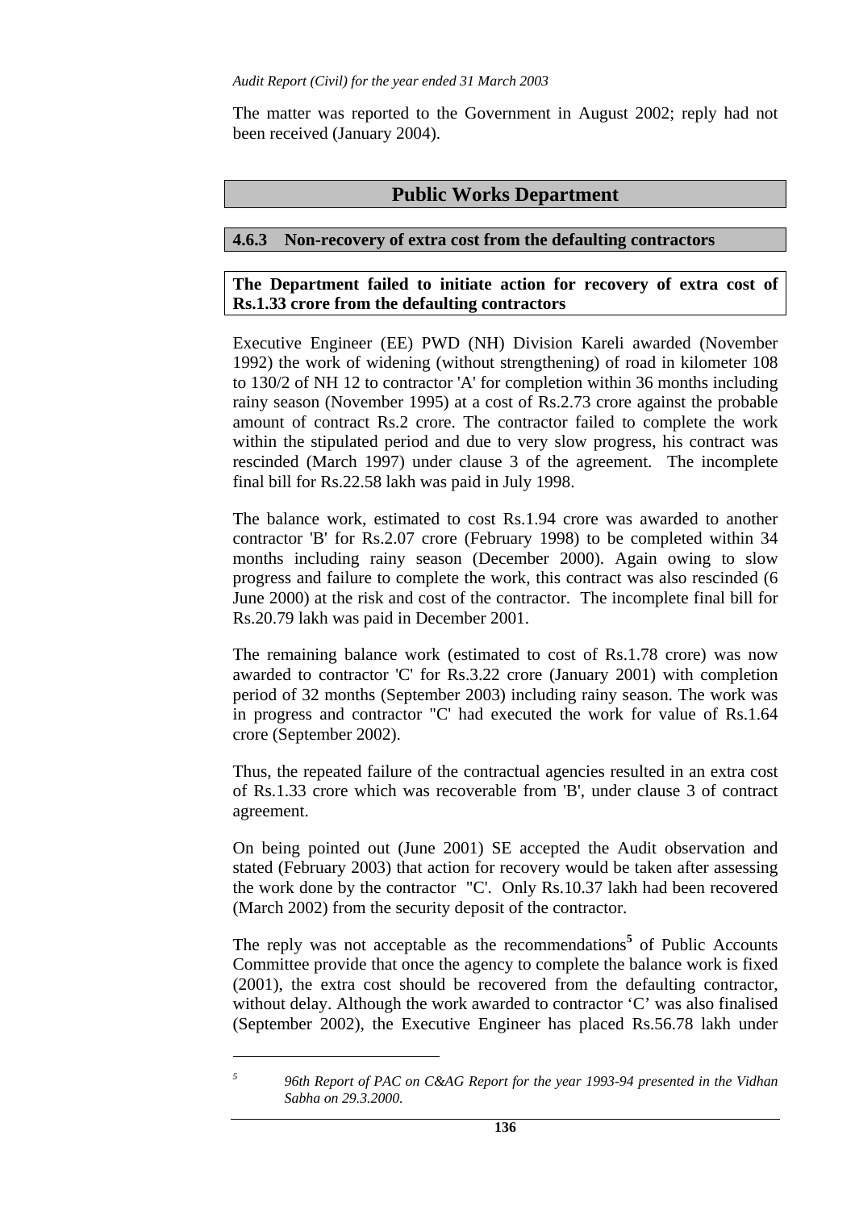The matter was reported to the Government in August 2002; reply had not been received (January 2004).

## Public Works Department

### 4.6.3 Non-recovery of extra cost from the defaulting contractors

**The Department failed to initiate action for recovery of extra cost of Rs.1.33 crore from the defaulting contractors**

Executive Engineer (EE) PWD (NH) Division Kareli awarded (November 1992) the work of widening (without strengthening) of road in kilometer 108 to 130/2 of NH 12 to contractor 'A' for completion within 36 months including rainy season (November 1995) at a cost of Rs.2.73 crore against the probable amount of contract Rs.2 crore. The contractor failed to complete the work within the stipulated period and due to very slow progress, his contract was rescinded (March 1997) under clause 3 of the agreement. The incomplete final bill for Rs.22.58 lakh was paid in July 1998.

The balance work, estimated to cost Rs.1.94 crore was awarded to another contractor 'B' for Rs.2.07 crore (February 1998) to be completed within 34 months including rainy season (December 2000). Again owing to slow progress and failure to complete the work, this contract was also rescinded (6 June 2000) at the risk and cost of the contractor. The incomplete final bill for Rs.20.79 lakh was paid in December 2001.

The remaining balance work (estimated to cost of Rs.1.78 crore) was now awarded to contractor 'C' for Rs.3.22 crore (January 2001) with completion period of 32 months (September 2003) including rainy season. The work was in progress and contractor "C' had executed the work for value of Rs.1.64 crore (September 2002).

Thus, the repeated failure of the contractual agencies resulted in an extra cost of Rs.1.33 crore which was recoverable from 'B', under clause 3 of contract agreement.

On being pointed out (June 2001) SE accepted the Audit observation and stated (February 2003) that action for recovery would be taken after assessing the work done by the contractor "C'. Only Rs.10.37 lakh had been recovered (March 2002) from the security deposit of the contractor.

The reply was not acceptable as the recommendations[5] of Public Accounts Committee provide that once the agency to complete the balance work is fixed (2001), the extra cost should be recovered from the defaulting contractor, without delay. Although the work awarded to contractor 'C' was also finalised (September 2002), the Executive Engineer has placed Rs.56.78 lakh under

---

[5] *96th Report of PAC on C&AG Report for the year 1993-94 presented in the Vidhan Sabha on 29.3.2000.*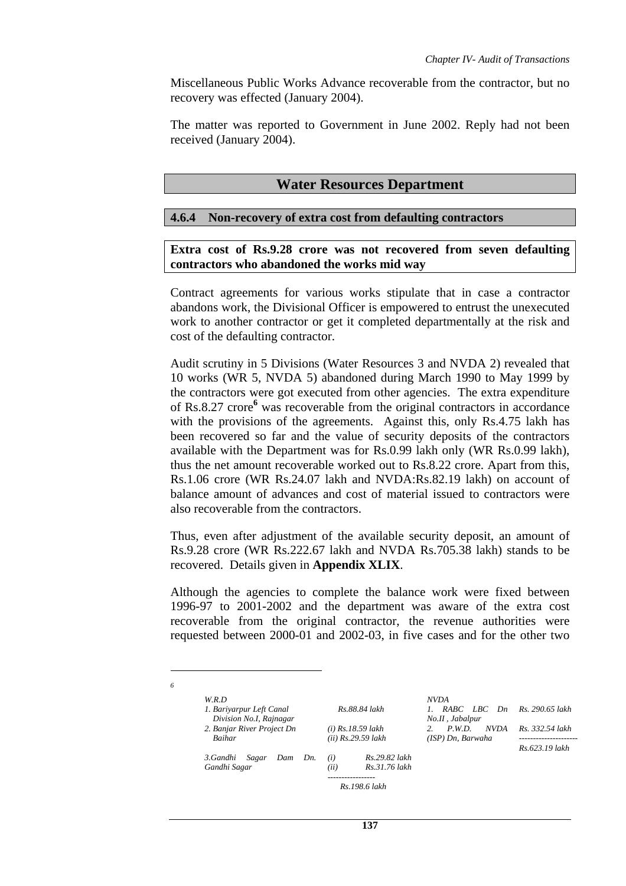Miscellaneous Public Works Advance recoverable from the contractor, but no recovery was effected (January 2004).

The matter was reported to Government in June 2002. Reply had not been received (January 2004).

## Water Resources Department

### 4.6.4 Non-recovery of extra cost from defaulting contractors

**Extra cost of Rs.9.28 crore was not recovered from seven defaulting contractors who abandoned the works mid way**

Contract agreements for various works stipulate that in case a contractor abandons work, the Divisional Officer is empowered to entrust the unexecuted work to another contractor or get it completed departmentally at the risk and cost of the defaulting contractor.

Audit scrutiny in 5 Divisions (Water Resources 3 and NVDA 2) revealed that 10 works (WR 5, NVDA 5) abandoned during March 1990 to May 1999 by the contractors were got executed from other agencies. The extra expenditure of Rs.8.27 crore[6] was recoverable from the original contractors in accordance with the provisions of the agreements. Against this, only Rs.4.75 lakh has been recovered so far and the value of security deposits of the contractors available with the Department was for Rs.0.99 lakh only (WR Rs.0.99 lakh), thus the net amount recoverable worked out to Rs.8.22 crore. Apart from this, Rs.1.06 crore (WR Rs.24.07 lakh and NVDA:Rs.82.19 lakh) on account of balance amount of advances and cost of material issued to contractors were also recoverable from the contractors.

Thus, even after adjustment of the available security deposit, an amount of Rs.9.28 crore (WR Rs.222.67 lakh and NVDA Rs.705.38 lakh) stands to be recovered. Details given in **Appendix XLIX**.

Although the agencies to complete the balance work were fixed between 1996-97 to 2001-2002 and the department was aware of the extra cost recoverable from the original contractor, the revenue authorities were requested between 2000-01 and 2002-03, in five cases and for the other two

---

[6]

| *W.R.D* | | *NVDA* | |
|---|---|---|---|
| *1. Bariyarpur Left Canal Division No.I, Rajnagar* | *Rs.88.84 lakh* | *1. RABC LBC Dn No.II , Jabalpur* | *Rs. 290.65 lakh* |
| *2. Banjar River Project Dn Baihar* | *(i) Rs.18.59 lakh* <br> *(ii) Rs.29.59 lakh* | *2. P.W.D. NVDA (ISP) Dn, Barwaha* | *Rs. 332.54 lakh* |
| | | | *Rs.623.19 lakh* |
| *3.Gandhi Sagar Dam Dn. Gandhi Sagar* | *(i) Rs.29.82 lakh* <br> *(ii) Rs.31.76 lakh* | | |
| | *Rs.198.6 lakh* | | |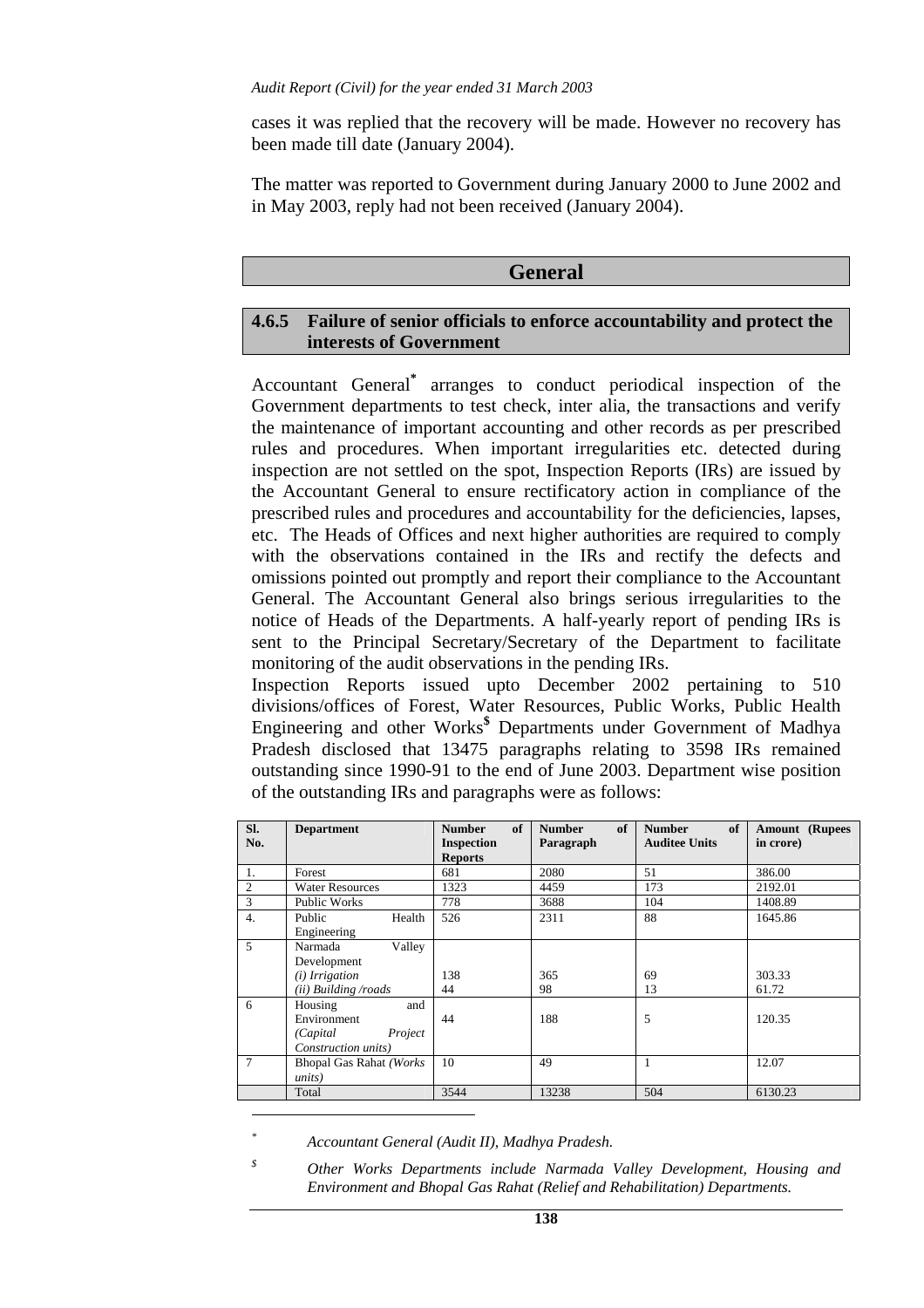cases it was replied that the recovery will be made. However no recovery has been made till date (January 2004).

The matter was reported to Government during January 2000 to June 2002 and in May 2003, reply had not been received (January 2004).

## General

### 4.6.5 Failure of senior officials to enforce accountability and protect the interests of Government

Accountant General[*] arranges to conduct periodical inspection of the Government departments to test check, inter alia, the transactions and verify the maintenance of important accounting and other records as per prescribed rules and procedures. When important irregularities etc. detected during inspection are not settled on the spot, Inspection Reports (IRs) are issued by the Accountant General to ensure rectificatory action in compliance of the prescribed rules and procedures and accountability for the deficiencies, lapses, etc. The Heads of Offices and next higher authorities are required to comply with the observations contained in the IRs and rectify the defects and omissions pointed out promptly and report their compliance to the Accountant General. The Accountant General also brings serious irregularities to the notice of Heads of the Departments. A half-yearly report of pending IRs is sent to the Principal Secretary/Secretary of the Department to facilitate monitoring of the audit observations in the pending IRs.

Inspection Reports issued upto December 2002 pertaining to 510 divisions/offices of Forest, Water Resources, Public Works, Public Health Engineering and other Works[$] Departments under Government of Madhya Pradesh disclosed that 13475 paragraphs relating to 3598 IRs remained outstanding since 1990-91 to the end of June 2003. Department wise position of the outstanding IRs and paragraphs were as follows:

| Sl. No. | Department | Number of Inspection Reports | Number of Paragraph | Number of Auditee Units | Amount (Rupees in crore) |
|---|---|---|---|---|---|
| 1. | Forest | 681 | 2080 | 51 | 386.00 |
| 2 | Water Resources | 1323 | 4459 | 173 | 2192.01 |
| 3 | Public Works | 778 | 3688 | 104 | 1408.89 |
| 4. | Public Health Engineering | 526 | 2311 | 88 | 1645.86 |
| 5 | Narmada Valley Development | | | | |
| | *(i) Irrigation* | 138 | 365 | 69 | 303.33 |
| | *(ii) Building /roads* | 44 | 98 | 13 | 61.72 |
| 6 | Housing and Environment *(Capital Project Construction units)* | 44 | 188 | 5 | 120.35 |
| 7 | Bhopal Gas Rahat *(Works units)* | 10 | 49 | 1 | 12.07 |
| | Total | 3544 | 13238 | 504 | 6130.23 |

---

[*] *Accountant General (Audit II), Madhya Pradesh.*

[$] *Other Works Departments include Narmada Valley Development, Housing and Environment and Bhopal Gas Rahat (Relief and Rehabilitation) Departments.*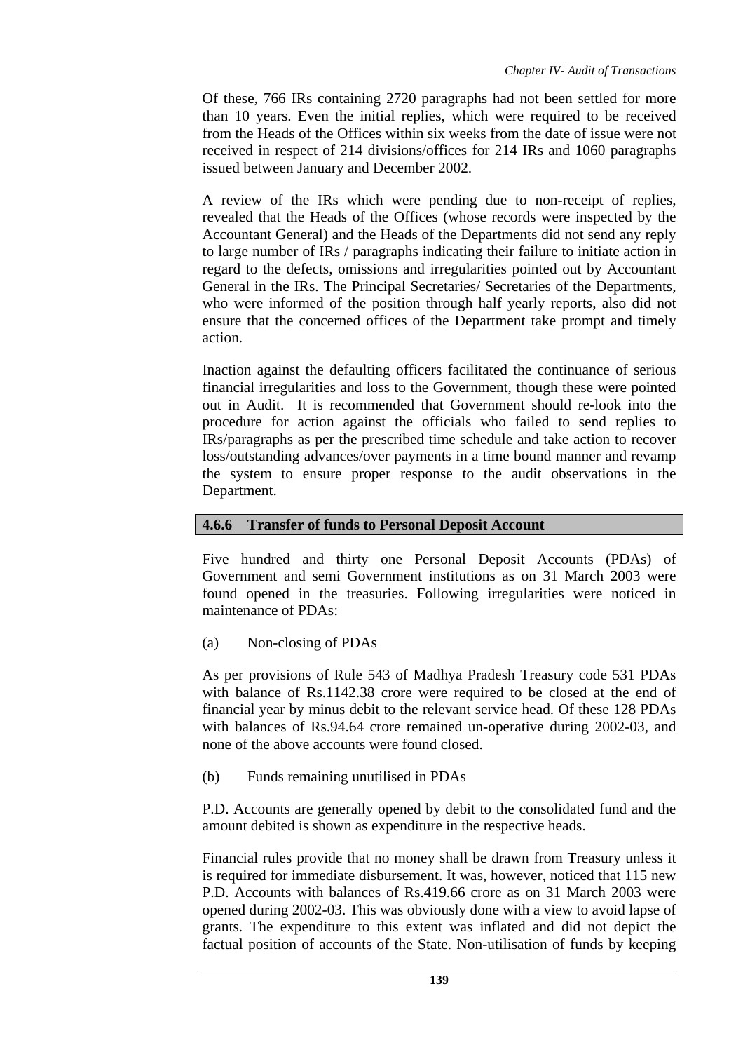Of these, 766 IRs containing 2720 paragraphs had not been settled for more than 10 years. Even the initial replies, which were required to be received from the Heads of the Offices within six weeks from the date of issue were not received in respect of 214 divisions/offices for 214 IRs and 1060 paragraphs issued between January and December 2002.

A review of the IRs which were pending due to non-receipt of replies, revealed that the Heads of the Offices (whose records were inspected by the Accountant General) and the Heads of the Departments did not send any reply to large number of IRs / paragraphs indicating their failure to initiate action in regard to the defects, omissions and irregularities pointed out by Accountant General in the IRs. The Principal Secretaries/ Secretaries of the Departments, who were informed of the position through half yearly reports, also did not ensure that the concerned offices of the Department take prompt and timely action.

Inaction against the defaulting officers facilitated the continuance of serious financial irregularities and loss to the Government, though these were pointed out in Audit. It is recommended that Government should re-look into the procedure for action against the officials who failed to send replies to IRs/paragraphs as per the prescribed time schedule and take action to recover loss/outstanding advances/over payments in a time bound manner and revamp the system to ensure proper response to the audit observations in the Department.

### 4.6.6 Transfer of funds to Personal Deposit Account

Five hundred and thirty one Personal Deposit Accounts (PDAs) of Government and semi Government institutions as on 31 March 2003 were found opened in the treasuries. Following irregularities were noticed in maintenance of PDAs:

(a) Non-closing of PDAs

As per provisions of Rule 543 of Madhya Pradesh Treasury code 531 PDAs with balance of Rs.1142.38 crore were required to be closed at the end of financial year by minus debit to the relevant service head. Of these 128 PDAs with balances of Rs.94.64 crore remained un-operative during 2002-03, and none of the above accounts were found closed.

(b) Funds remaining unutilised in PDAs

P.D. Accounts are generally opened by debit to the consolidated fund and the amount debited is shown as expenditure in the respective heads.

Financial rules provide that no money shall be drawn from Treasury unless it is required for immediate disbursement. It was, however, noticed that 115 new P.D. Accounts with balances of Rs.419.66 crore as on 31 March 2003 were opened during 2002-03. This was obviously done with a view to avoid lapse of grants. The expenditure to this extent was inflated and did not depict the factual position of accounts of the State. Non-utilisation of funds by keeping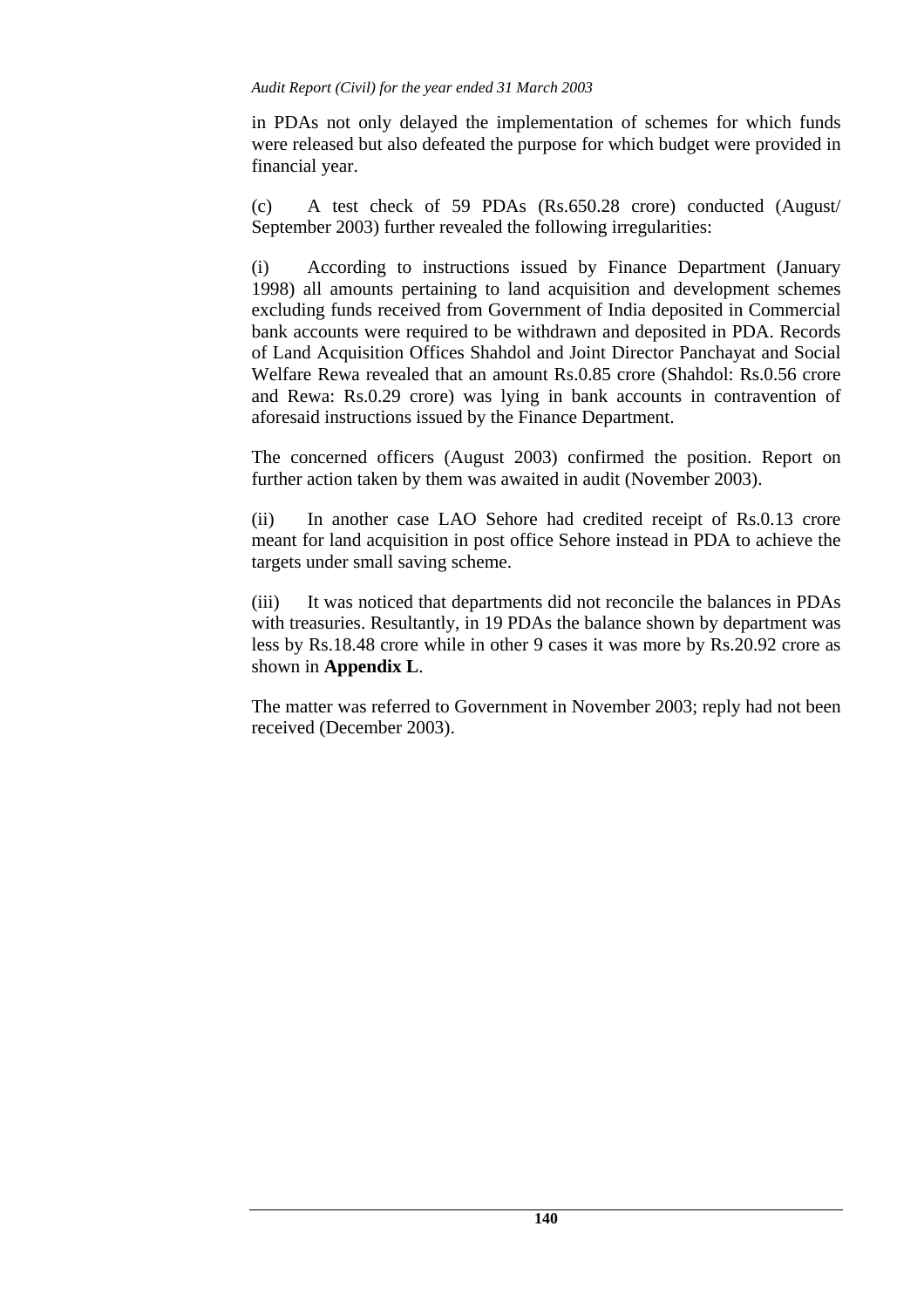in PDAs not only delayed the implementation of schemes for which funds were released but also defeated the purpose for which budget were provided in financial year.

(c) A test check of 59 PDAs (Rs.650.28 crore) conducted (August/ September 2003) further revealed the following irregularities:

(i) According to instructions issued by Finance Department (January 1998) all amounts pertaining to land acquisition and development schemes excluding funds received from Government of India deposited in Commercial bank accounts were required to be withdrawn and deposited in PDA. Records of Land Acquisition Offices Shahdol and Joint Director Panchayat and Social Welfare Rewa revealed that an amount Rs.0.85 crore (Shahdol: Rs.0.56 crore and Rewa: Rs.0.29 crore) was lying in bank accounts in contravention of aforesaid instructions issued by the Finance Department.

The concerned officers (August 2003) confirmed the position. Report on further action taken by them was awaited in audit (November 2003).

(ii) In another case LAO Sehore had credited receipt of Rs.0.13 crore meant for land acquisition in post office Sehore instead in PDA to achieve the targets under small saving scheme.

(iii) It was noticed that departments did not reconcile the balances in PDAs with treasuries. Resultantly, in 19 PDAs the balance shown by department was less by Rs.18.48 crore while in other 9 cases it was more by Rs.20.92 crore as shown in **Appendix L**.

The matter was referred to Government in November 2003; reply had not been received (December 2003).